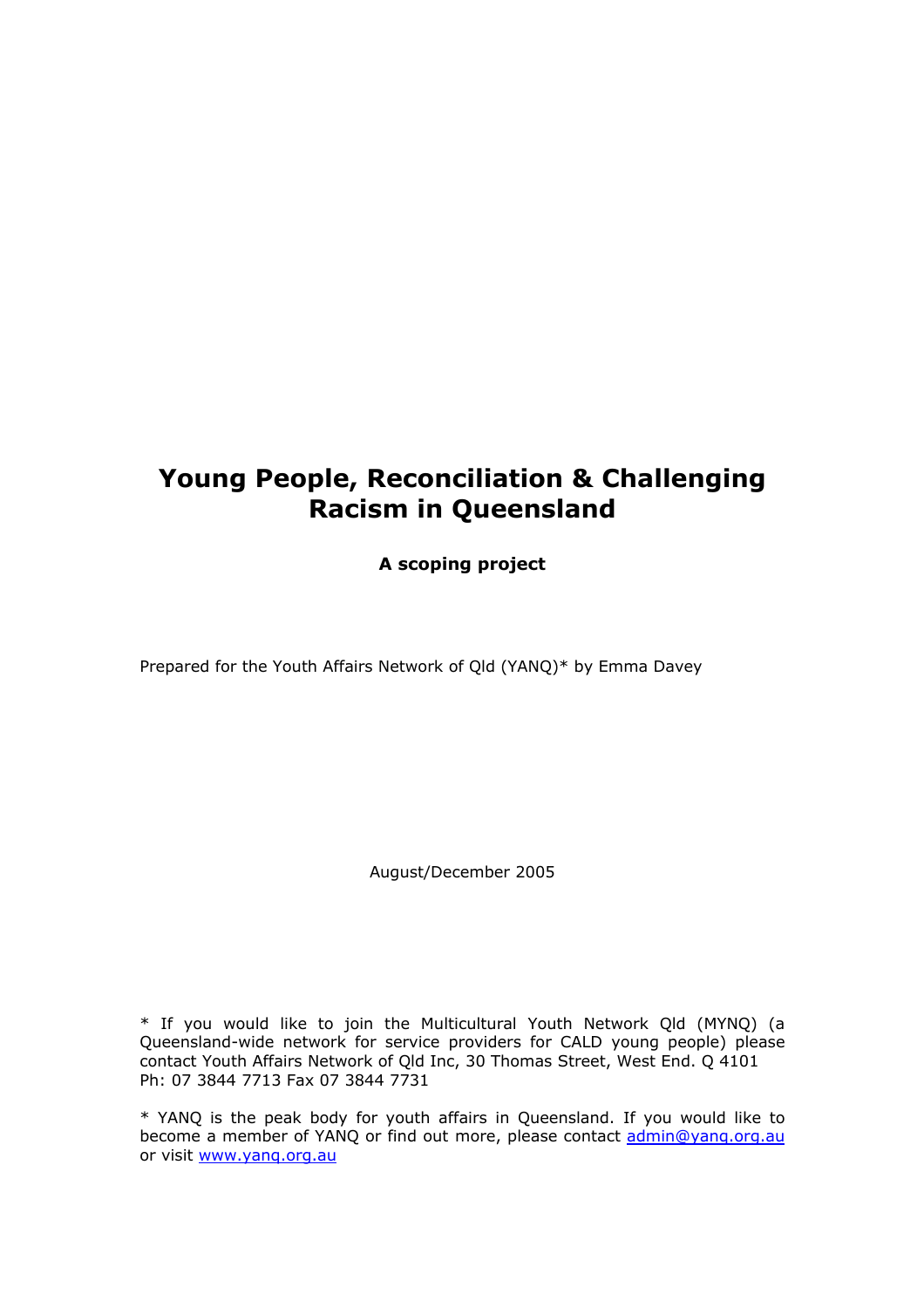# Young People, Reconciliation & Challenging Racism in Queensland

**A scoping project**

Prepared for the Youth Affairs Network of Qld (YANQ)* by Emma Davey

August/December 2005

* If you would like to join the Multicultural Youth Network Qld (MYNQ) (a Queensland-wide network for service providers for CALD young people) please contact Youth Affairs Network of Qld Inc, 30 Thomas Street, West End. Q 4101 Ph: 07 3844 7713 Fax 07 3844 7731

* YANQ is the peak body for youth affairs in Queensland. If you would like to become a member of YANQ or find out more, please contact admin@yanq.org.au or visit www.yanq.org.au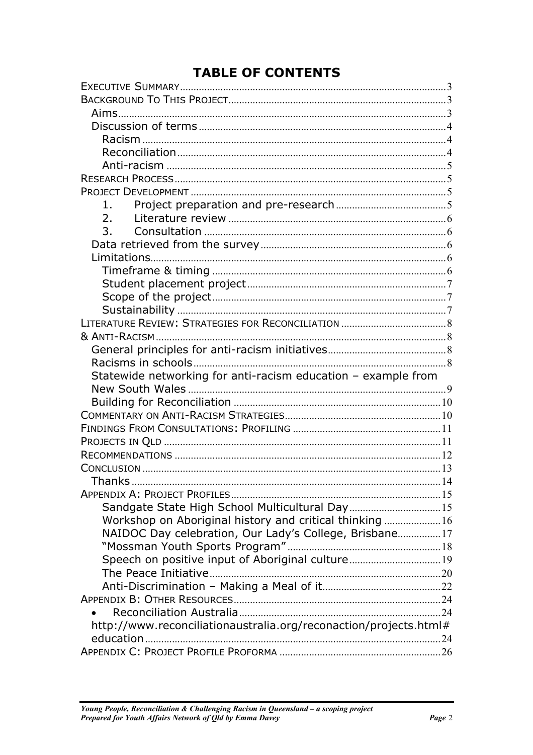# TABLE OF CONTENTS

- EXECUTIVE SUMMARY ........ 3
- BACKGROUND TO THIS PROJECT ........ 3
  - Aims ........ 3
  - Discussion of terms ........ 4
    - Racism ........ 4
    - Reconciliation ........ 4
    - Anti-racism ........ 5
- RESEARCH PROCESS ........ 5
- PROJECT DEVELOPMENT ........ 5
    1. Project preparation and pre-research ........ 5
    2. Literature review ........ 6
    3. Consultation ........ 6
  - Data retrieved from the survey ........ 6
  - Limitations ........ 6
    - Timeframe & timing ........ 6
    - Student placement project ........ 7
    - Scope of the project ........ 7
    - Sustainability ........ 7
- LITERATURE REVIEW: STRATEGIES FOR RECONCILIATION ........ 8
- & ANTI-RACISM ........ 8
  - General principles for anti-racism initiatives ........ 8
  - Racisms in schools ........ 8
  - Statewide networking for anti-racism education – example from New South Wales ........ 9
  - Building for Reconciliation ........ 10
- COMMENTARY ON ANTI-RACISM STRATEGIES ........ 10
- FINDINGS FROM CONSULTATIONS: PROFILING ........ 11
- PROJECTS IN QLD ........ 11
- RECOMMENDATIONS ........ 12
- CONCLUSION ........ 13
  - Thanks ........ 14
- APPENDIX A: PROJECT PROFILES ........ 15
    - Sandgate State High School Multicultural Day ........ 15
    - Workshop on Aboriginal history and critical thinking ........ 16
    - NAIDOC Day celebration, Our Lady's College, Brisbane ........ 17
    - "Mossman Youth Sports Program" ........ 18
    - Speech on positive input of Aboriginal culture ........ 19
    - The Peace Initiative ........ 20
    - Anti-Discrimination – Making a Meal of it ........ 22
- APPENDIX B: OTHER RESOURCES ........ 24
  - Reconciliation Australia ........ 24
  - http://www.reconciliationaustralia.org/reconaction/projects.html#education ........ 24
- APPENDIX C: PROJECT PROFILE PROFORMA ........ 26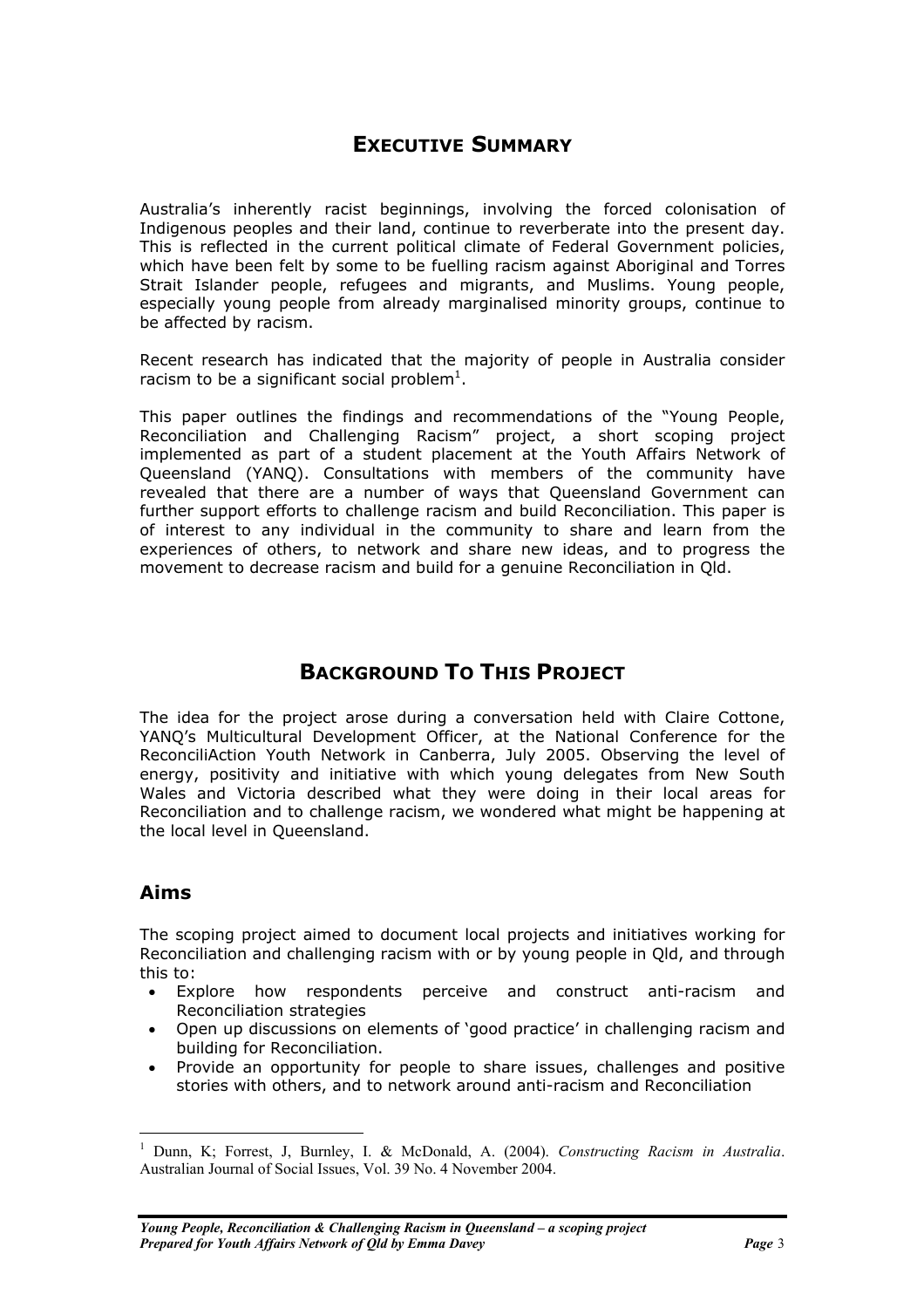## EXECUTIVE SUMMARY

Australia's inherently racist beginnings, involving the forced colonisation of Indigenous peoples and their land, continue to reverberate into the present day. This is reflected in the current political climate of Federal Government policies, which have been felt by some to be fuelling racism against Aboriginal and Torres Strait Islander people, refugees and migrants, and Muslims. Young people, especially young people from already marginalised minority groups, continue to be affected by racism.

Recent research has indicated that the majority of people in Australia consider racism to be a significant social problem[1].

This paper outlines the findings and recommendations of the "Young People, Reconciliation and Challenging Racism" project, a short scoping project implemented as part of a student placement at the Youth Affairs Network of Queensland (YANQ). Consultations with members of the community have revealed that there are a number of ways that Queensland Government can further support efforts to challenge racism and build Reconciliation. This paper is of interest to any individual in the community to share and learn from the experiences of others, to network and share new ideas, and to progress the movement to decrease racism and build for a genuine Reconciliation in Qld.

## BACKGROUND TO THIS PROJECT

The idea for the project arose during a conversation held with Claire Cottone, YANQ's Multicultural Development Officer, at the National Conference for the ReconciliAction Youth Network in Canberra, July 2005. Observing the level of energy, positivity and initiative with which young delegates from New South Wales and Victoria described what they were doing in their local areas for Reconciliation and to challenge racism, we wondered what might be happening at the local level in Queensland.

### Aims

The scoping project aimed to document local projects and initiatives working for Reconciliation and challenging racism with or by young people in Qld, and through this to:

- Explore how respondents perceive and construct anti-racism and Reconciliation strategies
- Open up discussions on elements of 'good practice' in challenging racism and building for Reconciliation.
- Provide an opportunity for people to share issues, challenges and positive stories with others, and to network around anti-racism and Reconciliation

[1] Dunn, K; Forrest, J, Burnley, I. & McDonald, A. (2004). *Constructing Racism in Australia*. Australian Journal of Social Issues, Vol. 39 No. 4 November 2004.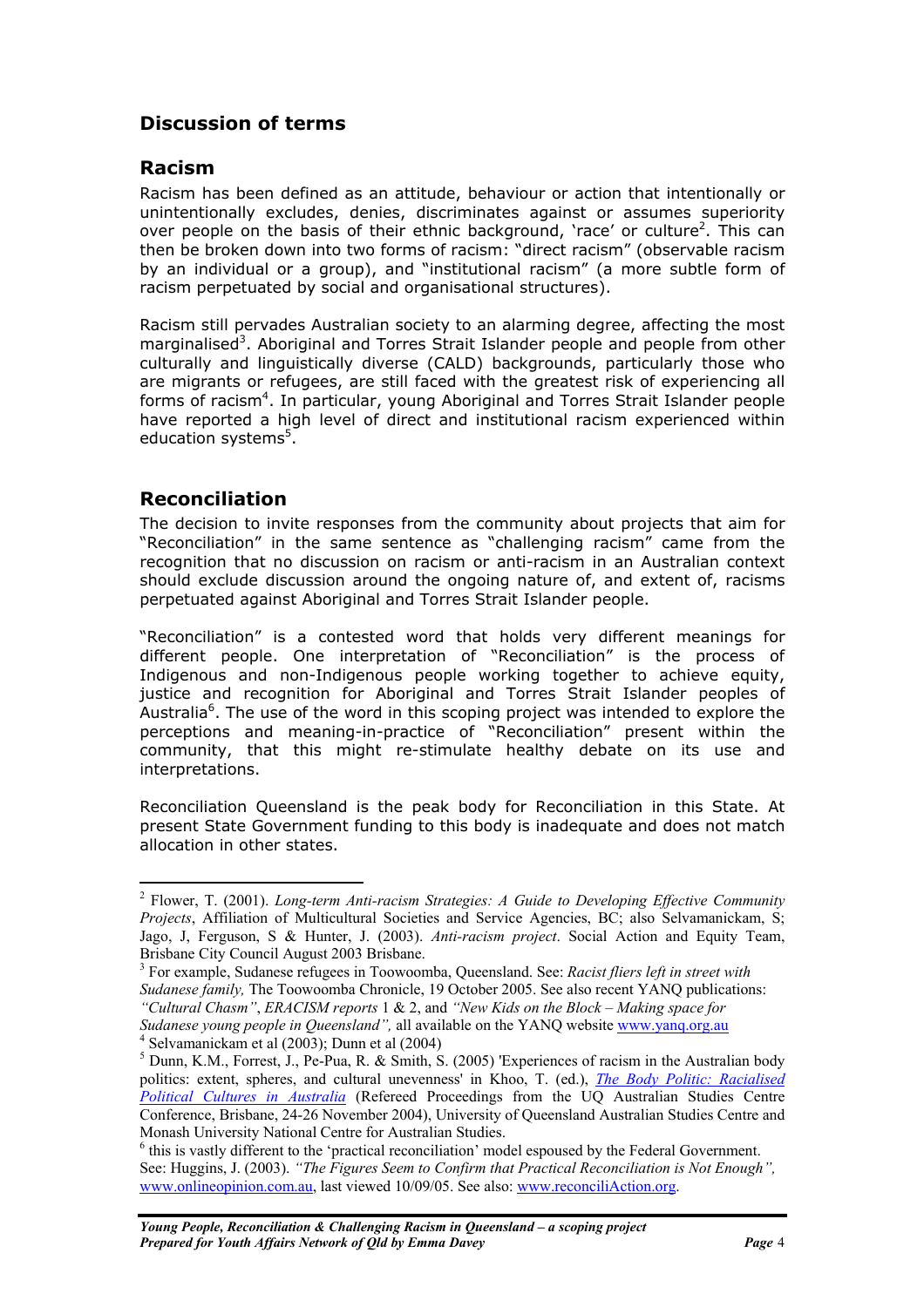## Discussion of terms

### Racism

Racism has been defined as an attitude, behaviour or action that intentionally or unintentionally excludes, denies, discriminates against or assumes superiority over people on the basis of their ethnic background, 'race' or culture[2]. This can then be broken down into two forms of racism: "direct racism" (observable racism by an individual or a group), and "institutional racism" (a more subtle form of racism perpetuated by social and organisational structures).

Racism still pervades Australian society to an alarming degree, affecting the most marginalised[3]. Aboriginal and Torres Strait Islander people and people from other culturally and linguistically diverse (CALD) backgrounds, particularly those who are migrants or refugees, are still faced with the greatest risk of experiencing all forms of racism[4]. In particular, young Aboriginal and Torres Strait Islander people have reported a high level of direct and institutional racism experienced within education systems[5].

### Reconciliation

The decision to invite responses from the community about projects that aim for "Reconciliation" in the same sentence as "challenging racism" came from the recognition that no discussion on racism or anti-racism in an Australian context should exclude discussion around the ongoing nature of, and extent of, racisms perpetuated against Aboriginal and Torres Strait Islander people.

"Reconciliation" is a contested word that holds very different meanings for different people. One interpretation of "Reconciliation" is the process of Indigenous and non-Indigenous people working together to achieve equity, justice and recognition for Aboriginal and Torres Strait Islander peoples of Australia[6]. The use of the word in this scoping project was intended to explore the perceptions and meaning-in-practice of "Reconciliation" present within the community, that this might re-stimulate healthy debate on its use and interpretations.

Reconciliation Queensland is the peak body for Reconciliation in this State. At present State Government funding to this body is inadequate and does not match allocation in other states.

---

[2] Flower, T. (2001). *Long-term Anti-racism Strategies: A Guide to Developing Effective Community Projects*, Affiliation of Multicultural Societies and Service Agencies, BC; also Selvamanickam, S; Jago, J, Ferguson, S & Hunter, J. (2003). *Anti-racism project*. Social Action and Equity Team, Brisbane City Council August 2003 Brisbane.

[3] For example, Sudanese refugees in Toowoomba, Queensland. See: *Racist fliers left in street with Sudanese family,* The Toowoomba Chronicle, 19 October 2005. See also recent YANQ publications: *"Cultural Chasm"*, *ERACISM reports* 1 & 2, and *"New Kids on the Block – Making space for Sudanese young people in Queensland",* all available on the YANQ website www.yanq.org.au

[4] Selvamanickam et al (2003); Dunn et al (2004)

[5] Dunn, K.M., Forrest, J., Pe-Pua, R. & Smith, S. (2005) 'Experiences of racism in the Australian body politics: extent, spheres, and cultural unevenness' in Khoo, T. (ed.), *The Body Politic: Racialised Political Cultures in Australia* (Refereed Proceedings from the UQ Australian Studies Centre Conference, Brisbane, 24-26 November 2004), University of Queensland Australian Studies Centre and Monash University National Centre for Australian Studies.

[6] this is vastly different to the 'practical reconciliation' model espoused by the Federal Government. See: Huggins, J. (2003). *"The Figures Seem to Confirm that Practical Reconciliation is Not Enough",* www.onlineopinion.com.au, last viewed 10/09/05. See also: www.reconciliAction.org.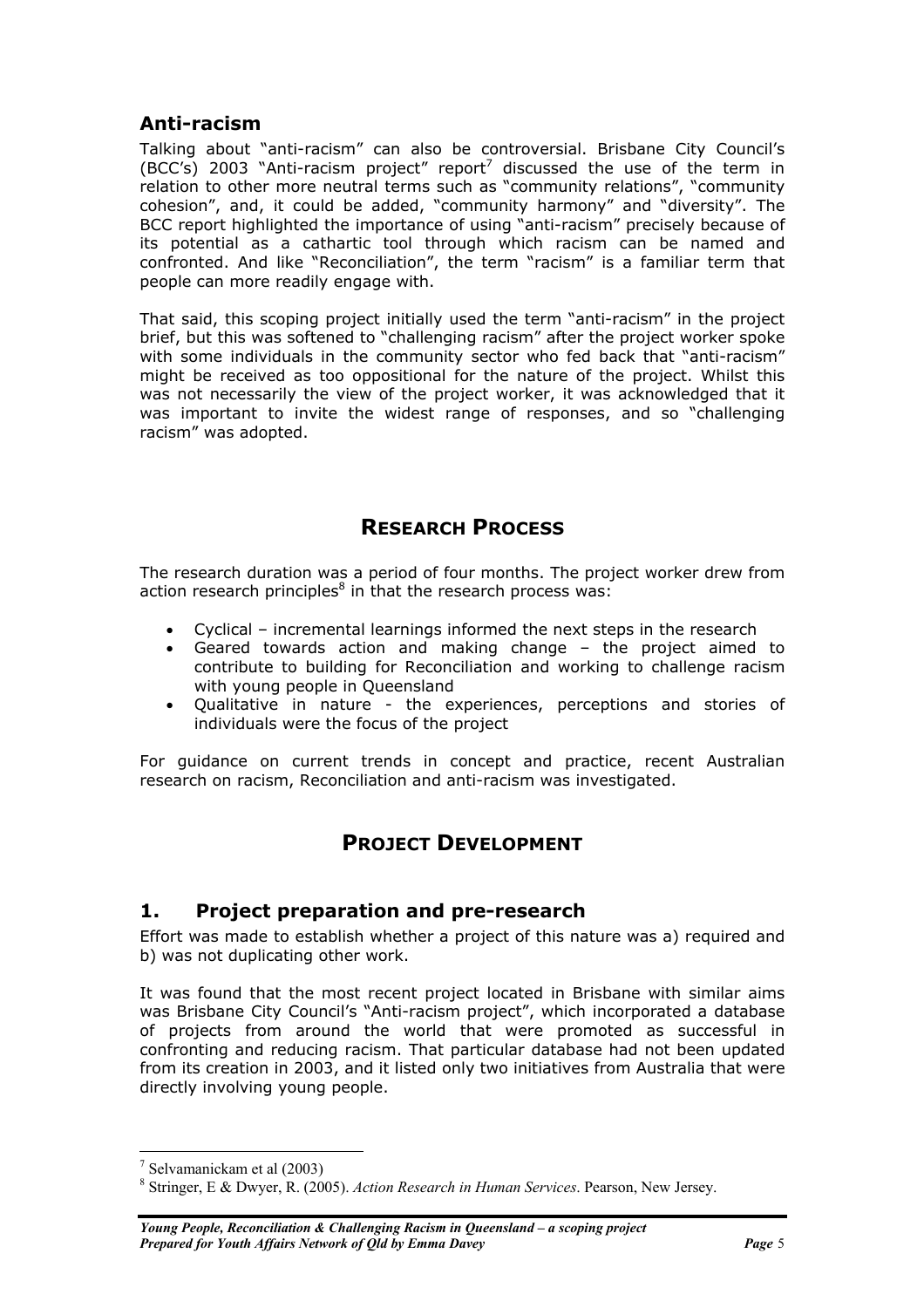## Anti-racism

Talking about "anti-racism" can also be controversial. Brisbane City Council's (BCC's) 2003 "Anti-racism project" report[7] discussed the use of the term in relation to other more neutral terms such as "community relations", "community cohesion", and, it could be added, "community harmony" and "diversity". The BCC report highlighted the importance of using "anti-racism" precisely because of its potential as a cathartic tool through which racism can be named and confronted. And like "Reconciliation", the term "racism" is a familiar term that people can more readily engage with.

That said, this scoping project initially used the term "anti-racism" in the project brief, but this was softened to "challenging racism" after the project worker spoke with some individuals in the community sector who fed back that "anti-racism" might be received as too oppositional for the nature of the project. Whilst this was not necessarily the view of the project worker, it was acknowledged that it was important to invite the widest range of responses, and so "challenging racism" was adopted.

# RESEARCH PROCESS

The research duration was a period of four months. The project worker drew from action research principles[8] in that the research process was:

- Cyclical – incremental learnings informed the next steps in the research
- Geared towards action and making change – the project aimed to contribute to building for Reconciliation and working to challenge racism with young people in Queensland
- Qualitative in nature - the experiences, perceptions and stories of individuals were the focus of the project

For guidance on current trends in concept and practice, recent Australian research on racism, Reconciliation and anti-racism was investigated.

# PROJECT DEVELOPMENT

## 1. Project preparation and pre-research

Effort was made to establish whether a project of this nature was a) required and b) was not duplicating other work.

It was found that the most recent project located in Brisbane with similar aims was Brisbane City Council's "Anti-racism project", which incorporated a database of projects from around the world that were promoted as successful in confronting and reducing racism. That particular database had not been updated from its creation in 2003, and it listed only two initiatives from Australia that were directly involving young people.

---

[7] Selvamanickam et al (2003)

[8] Stringer, E & Dwyer, R. (2005). *Action Research in Human Services*. Pearson, New Jersey.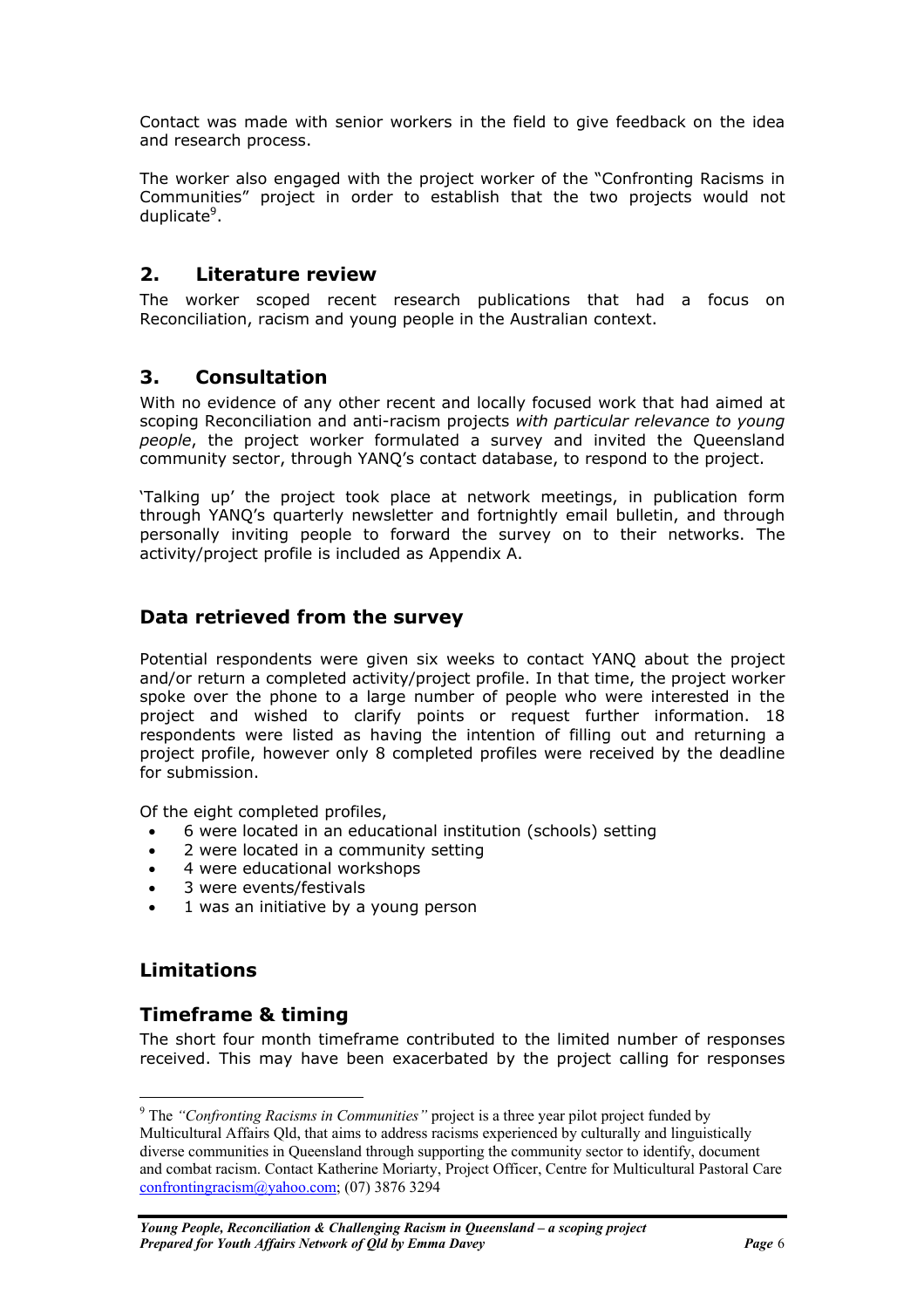Contact was made with senior workers in the field to give feedback on the idea and research process.

The worker also engaged with the project worker of the "Confronting Racisms in Communities" project in order to establish that the two projects would not duplicate[9].

## 2. Literature review

The worker scoped recent research publications that had a focus on Reconciliation, racism and young people in the Australian context.

## 3. Consultation

With no evidence of any other recent and locally focused work that had aimed at scoping Reconciliation and anti-racism projects *with particular relevance to young people*, the project worker formulated a survey and invited the Queensland community sector, through YANQ's contact database, to respond to the project.

'Talking up' the project took place at network meetings, in publication form through YANQ's quarterly newsletter and fortnightly email bulletin, and through personally inviting people to forward the survey on to their networks. The activity/project profile is included as Appendix A.

### Data retrieved from the survey

Potential respondents were given six weeks to contact YANQ about the project and/or return a completed activity/project profile. In that time, the project worker spoke over the phone to a large number of people who were interested in the project and wished to clarify points or request further information. 18 respondents were listed as having the intention of filling out and returning a project profile, however only 8 completed profiles were received by the deadline for submission.

Of the eight completed profiles,

- 6 were located in an educational institution (schools) setting
- 2 were located in a community setting
- 4 were educational workshops
- 3 were events/festivals
- 1 was an initiative by a young person

### Limitations

### Timeframe & timing

The short four month timeframe contributed to the limited number of responses received. This may have been exacerbated by the project calling for responses

[9] The *"Confronting Racisms in Communities"* project is a three year pilot project funded by Multicultural Affairs Qld, that aims to address racisms experienced by culturally and linguistically diverse communities in Queensland through supporting the community sector to identify, document and combat racism. Contact Katherine Moriarty, Project Officer, Centre for Multicultural Pastoral Care confrontingracism@yahoo.com; (07) 3876 3294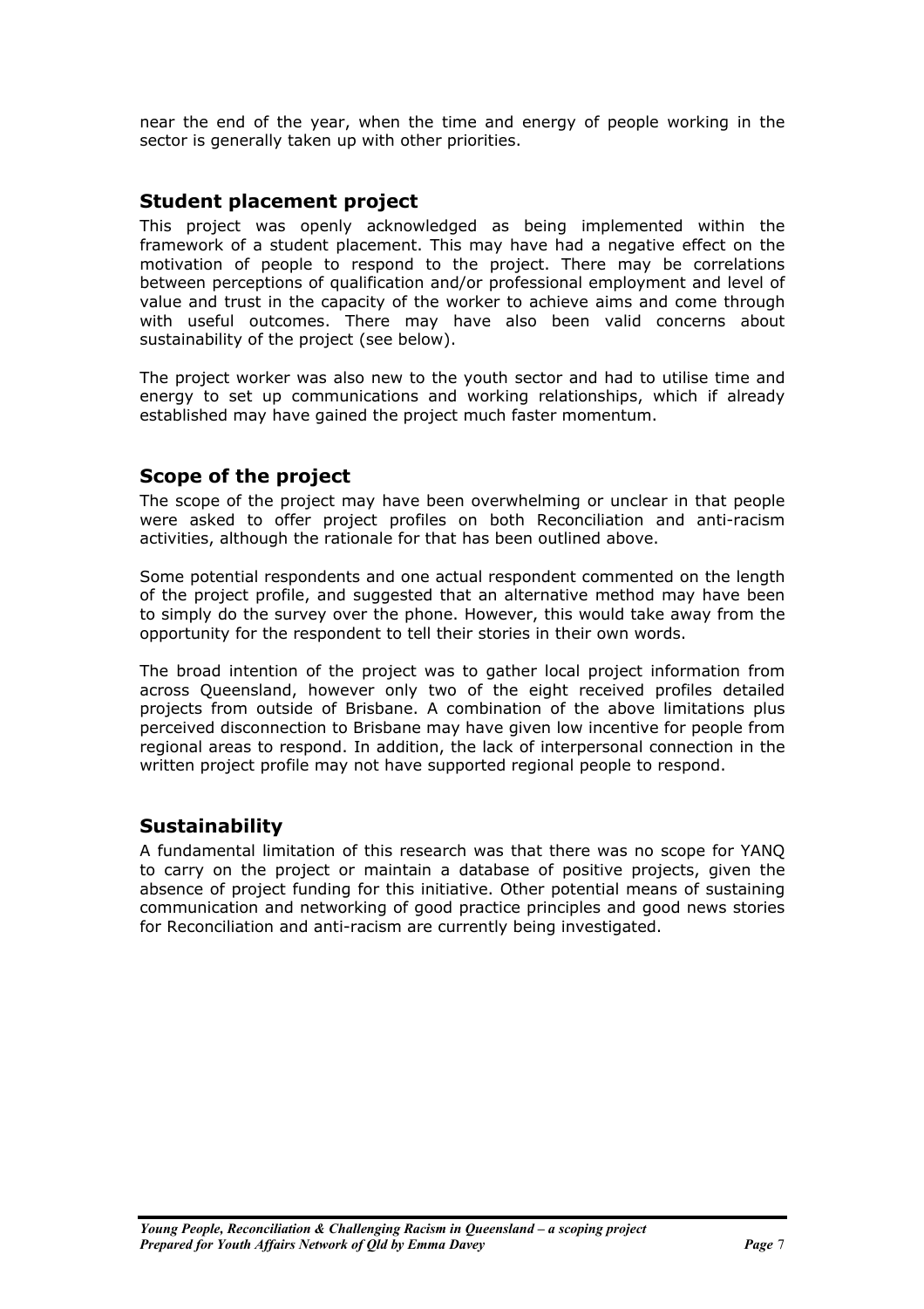near the end of the year, when the time and energy of people working in the sector is generally taken up with other priorities.

## Student placement project

This project was openly acknowledged as being implemented within the framework of a student placement. This may have had a negative effect on the motivation of people to respond to the project. There may be correlations between perceptions of qualification and/or professional employment and level of value and trust in the capacity of the worker to achieve aims and come through with useful outcomes. There may have also been valid concerns about sustainability of the project (see below).

The project worker was also new to the youth sector and had to utilise time and energy to set up communications and working relationships, which if already established may have gained the project much faster momentum.

## Scope of the project

The scope of the project may have been overwhelming or unclear in that people were asked to offer project profiles on both Reconciliation and anti-racism activities, although the rationale for that has been outlined above.

Some potential respondents and one actual respondent commented on the length of the project profile, and suggested that an alternative method may have been to simply do the survey over the phone. However, this would take away from the opportunity for the respondent to tell their stories in their own words.

The broad intention of the project was to gather local project information from across Queensland, however only two of the eight received profiles detailed projects from outside of Brisbane. A combination of the above limitations plus perceived disconnection to Brisbane may have given low incentive for people from regional areas to respond. In addition, the lack of interpersonal connection in the written project profile may not have supported regional people to respond.

## Sustainability

A fundamental limitation of this research was that there was no scope for YANQ to carry on the project or maintain a database of positive projects, given the absence of project funding for this initiative. Other potential means of sustaining communication and networking of good practice principles and good news stories for Reconciliation and anti-racism are currently being investigated.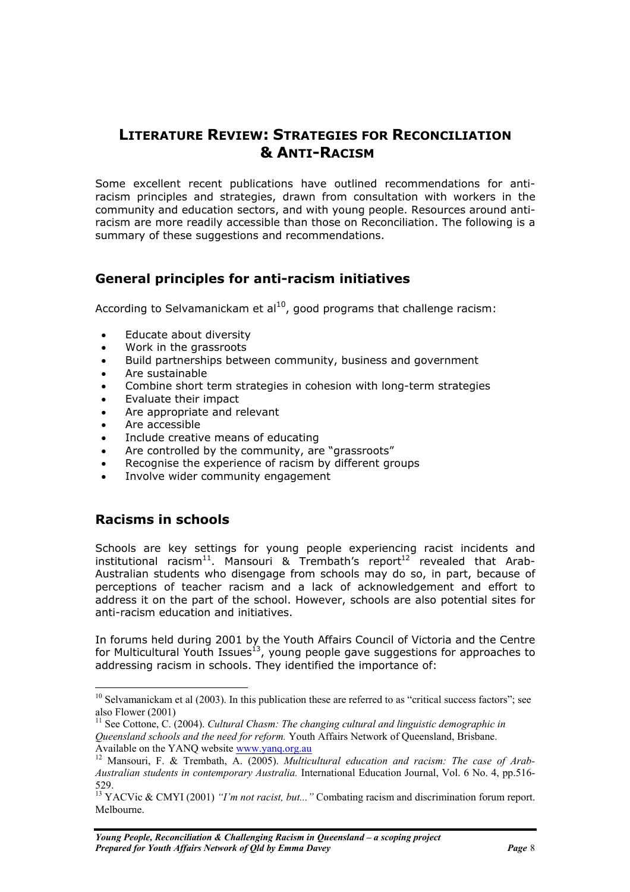## LITERATURE REVIEW: STRATEGIES FOR RECONCILIATION & ANTI-RACISM

Some excellent recent publications have outlined recommendations for anti-racism principles and strategies, drawn from consultation with workers in the community and education sectors, and with young people. Resources around anti-racism are more readily accessible than those on Reconciliation. The following is a summary of these suggestions and recommendations.

### General principles for anti-racism initiatives

According to Selvamanickam et al[10], good programs that challenge racism:

- Educate about diversity
- Work in the grassroots
- Build partnerships between community, business and government
- Are sustainable
- Combine short term strategies in cohesion with long-term strategies
- Evaluate their impact
- Are appropriate and relevant
- Are accessible
- Include creative means of educating
- Are controlled by the community, are "grassroots"
- Recognise the experience of racism by different groups
- Involve wider community engagement

### Racisms in schools

Schools are key settings for young people experiencing racist incidents and institutional racism[11]. Mansouri & Trembath's report[12] revealed that Arab-Australian students who disengage from schools may do so, in part, because of perceptions of teacher racism and a lack of acknowledgement and effort to address it on the part of the school. However, schools are also potential sites for anti-racism education and initiatives.

In forums held during 2001 by the Youth Affairs Council of Victoria and the Centre for Multicultural Youth Issues[13], young people gave suggestions for approaches to addressing racism in schools. They identified the importance of:

---

[10] Selvamanickam et al (2003). In this publication these are referred to as "critical success factors"; see also Flower (2001)

[11] See Cottone, C. (2004). *Cultural Chasm: The changing cultural and linguistic demographic in Queensland schools and the need for reform.* Youth Affairs Network of Queensland, Brisbane. Available on the YANQ website www.yanq.org.au

[12] Mansouri, F. & Trembath, A. (2005). *Multicultural education and racism: The case of Arab-Australian students in contemporary Australia.* International Education Journal, Vol. 6 No. 4, pp.516-529.

[13] YACVic & CMYI (2001) *"I'm not racist, but..."* Combating racism and discrimination forum report. Melbourne.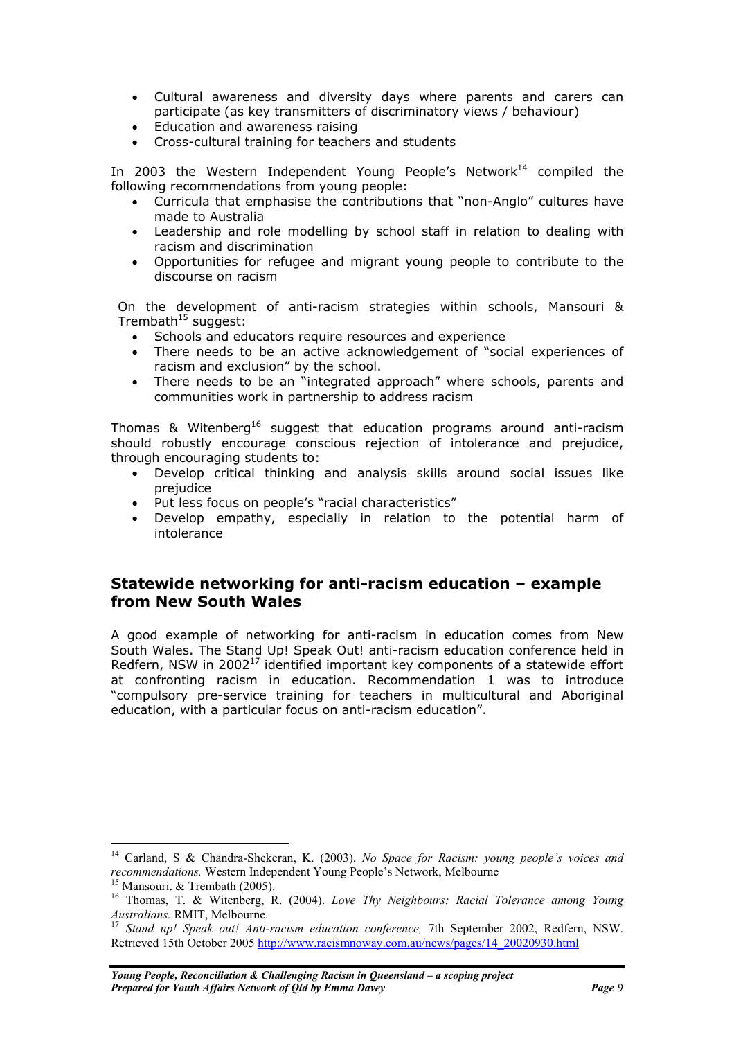- Cultural awareness and diversity days where parents and carers can participate (as key transmitters of discriminatory views / behaviour)
- Education and awareness raising
- Cross-cultural training for teachers and students

In 2003 the Western Independent Young People's Network[14] compiled the following recommendations from young people:

- Curricula that emphasise the contributions that "non-Anglo" cultures have made to Australia
- Leadership and role modelling by school staff in relation to dealing with racism and discrimination
- Opportunities for refugee and migrant young people to contribute to the discourse on racism

On the development of anti-racism strategies within schools, Mansouri & Trembath[15] suggest:

- Schools and educators require resources and experience
- There needs to be an active acknowledgement of "social experiences of racism and exclusion" by the school.
- There needs to be an "integrated approach" where schools, parents and communities work in partnership to address racism

Thomas & Witenberg[16] suggest that education programs around anti-racism should robustly encourage conscious rejection of intolerance and prejudice, through encouraging students to:

- Develop critical thinking and analysis skills around social issues like prejudice
- Put less focus on people's "racial characteristics"
- Develop empathy, especially in relation to the potential harm of intolerance

## Statewide networking for anti-racism education – example from New South Wales

A good example of networking for anti-racism in education comes from New South Wales. The Stand Up! Speak Out! anti-racism education conference held in Redfern, NSW in 2002[17] identified important key components of a statewide effort at confronting racism in education. Recommendation 1 was to introduce "compulsory pre-service training for teachers in multicultural and Aboriginal education, with a particular focus on anti-racism education".

---

[14] Carland, S & Chandra-Shekeran, K. (2003). *No Space for Racism: young people's voices and recommendations.* Western Independent Young People's Network, Melbourne

[15] Mansouri. & Trembath (2005).

[16] Thomas, T. & Witenberg, R. (2004). *Love Thy Neighbours: Racial Tolerance among Young Australians.* RMIT, Melbourne.

[17] *Stand up! Speak out! Anti-racism education conference,* 7th September 2002, Redfern, NSW. Retrieved 15th October 2005 http://www.racismnoway.com.au/news/pages/14_20020930.html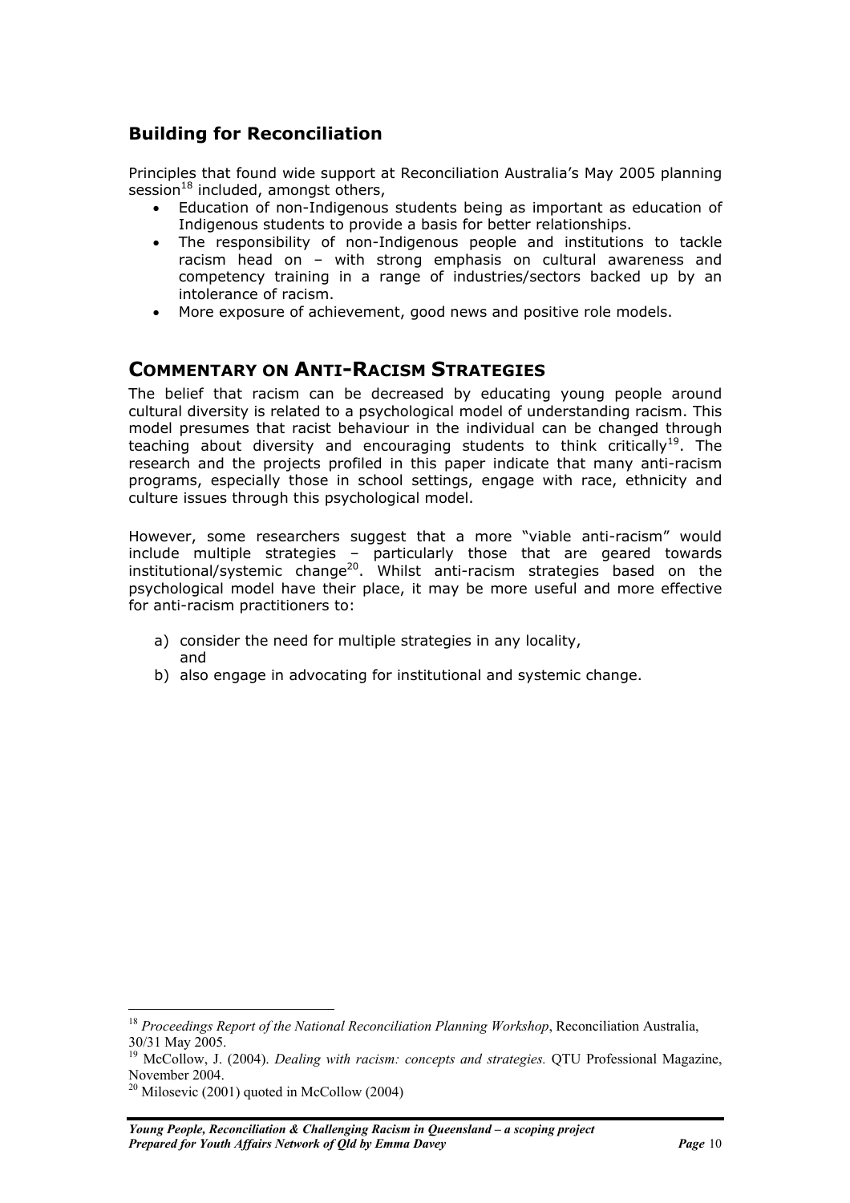## Building for Reconciliation

Principles that found wide support at Reconciliation Australia's May 2005 planning session[18] included, amongst others,

- Education of non-Indigenous students being as important as education of Indigenous students to provide a basis for better relationships.
- The responsibility of non-Indigenous people and institutions to tackle racism head on – with strong emphasis on cultural awareness and competency training in a range of industries/sectors backed up by an intolerance of racism.
- More exposure of achievement, good news and positive role models.

# COMMENTARY ON ANTI-RACISM STRATEGIES

The belief that racism can be decreased by educating young people around cultural diversity is related to a psychological model of understanding racism. This model presumes that racist behaviour in the individual can be changed through teaching about diversity and encouraging students to think critically[19]. The research and the projects profiled in this paper indicate that many anti-racism programs, especially those in school settings, engage with race, ethnicity and culture issues through this psychological model.

However, some researchers suggest that a more "viable anti-racism" would include multiple strategies – particularly those that are geared towards institutional/systemic change[20]. Whilst anti-racism strategies based on the psychological model have their place, it may be more useful and more effective for anti-racism practitioners to:

a) consider the need for multiple strategies in any locality, and
b) also engage in advocating for institutional and systemic change.

---

[18] *Proceedings Report of the National Reconciliation Planning Workshop*, Reconciliation Australia, 30/31 May 2005.

[19] McCollow, J. (2004). *Dealing with racism: concepts and strategies.* QTU Professional Magazine, November 2004.

[20] Milosevic (2001) quoted in McCollow (2004)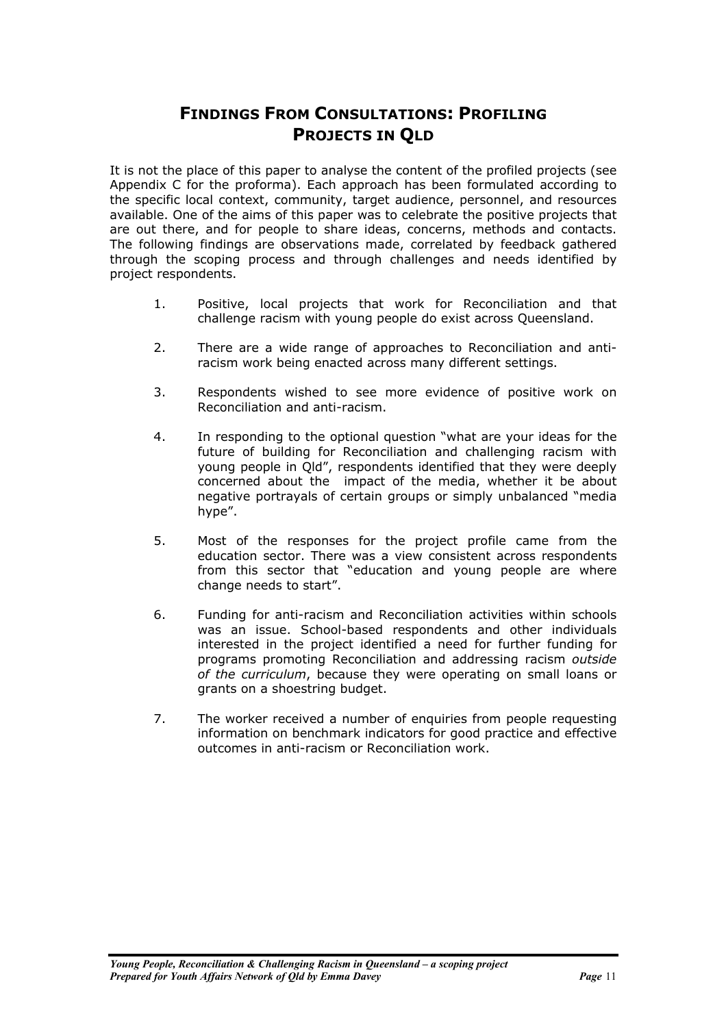## Findings From Consultations: Profiling Projects in QLD

It is not the place of this paper to analyse the content of the profiled projects (see Appendix C for the proforma). Each approach has been formulated according to the specific local context, community, target audience, personnel, and resources available. One of the aims of this paper was to celebrate the positive projects that are out there, and for people to share ideas, concerns, methods and contacts. The following findings are observations made, correlated by feedback gathered through the scoping process and through challenges and needs identified by project respondents.

1. Positive, local projects that work for Reconciliation and that challenge racism with young people do exist across Queensland.

2. There are a wide range of approaches to Reconciliation and anti-racism work being enacted across many different settings.

3. Respondents wished to see more evidence of positive work on Reconciliation and anti-racism.

4. In responding to the optional question "what are your ideas for the future of building for Reconciliation and challenging racism with young people in Qld", respondents identified that they were deeply concerned about the impact of the media, whether it be about negative portrayals of certain groups or simply unbalanced "media hype".

5. Most of the responses for the project profile came from the education sector. There was a view consistent across respondents from this sector that "education and young people are where change needs to start".

6. Funding for anti-racism and Reconciliation activities within schools was an issue. School-based respondents and other individuals interested in the project identified a need for further funding for programs promoting Reconciliation and addressing racism *outside of the curriculum*, because they were operating on small loans or grants on a shoestring budget.

7. The worker received a number of enquiries from people requesting information on benchmark indicators for good practice and effective outcomes in anti-racism or Reconciliation work.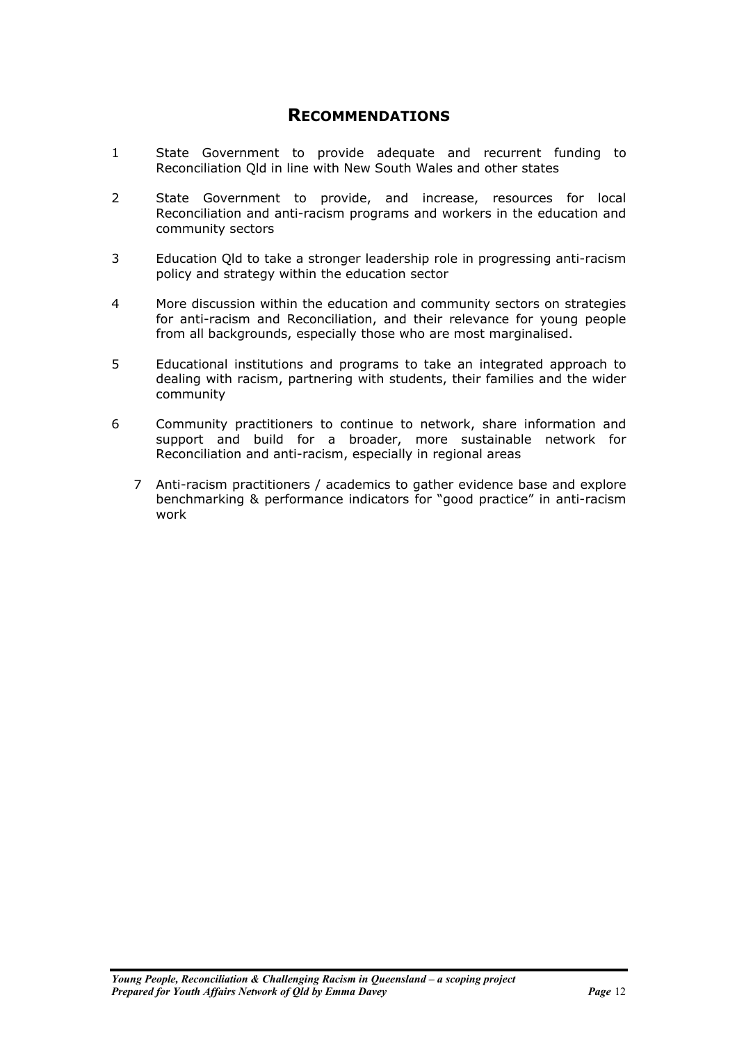# Recommendations

1. State Government to provide adequate and recurrent funding to Reconciliation Qld in line with New South Wales and other states
2. State Government to provide, and increase, resources for local Reconciliation and anti-racism programs and workers in the education and community sectors
3. Education Qld to take a stronger leadership role in progressing anti-racism policy and strategy within the education sector
4. More discussion within the education and community sectors on strategies for anti-racism and Reconciliation, and their relevance for young people from all backgrounds, especially those who are most marginalised.
5. Educational institutions and programs to take an integrated approach to dealing with racism, partnering with students, their families and the wider community
6. Community practitioners to continue to network, share information and support and build for a broader, more sustainable network for Reconciliation and anti-racism, especially in regional areas
7. Anti-racism practitioners / academics to gather evidence base and explore benchmarking & performance indicators for "good practice" in anti-racism work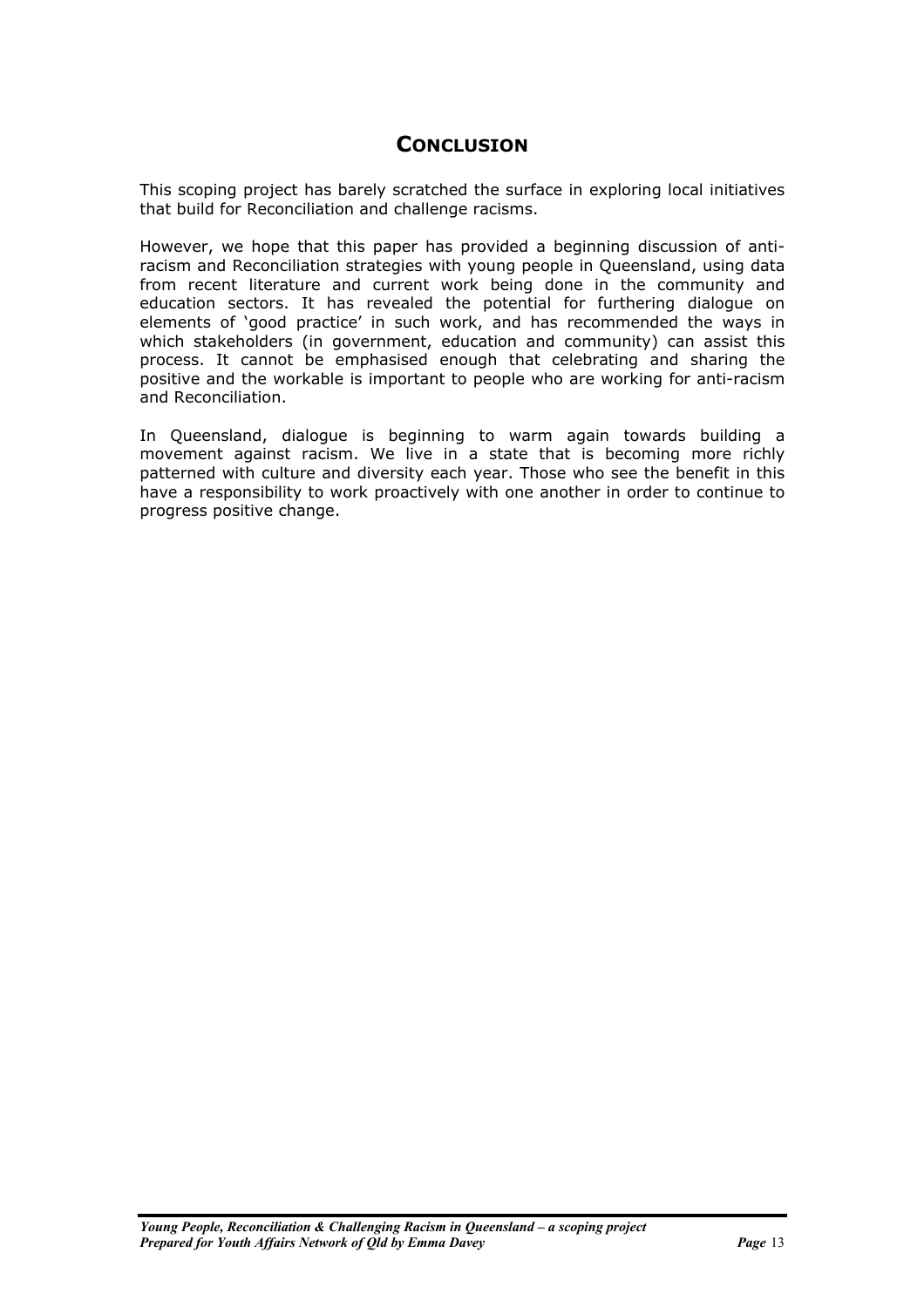# Conclusion

This scoping project has barely scratched the surface in exploring local initiatives that build for Reconciliation and challenge racisms.

However, we hope that this paper has provided a beginning discussion of anti-racism and Reconciliation strategies with young people in Queensland, using data from recent literature and current work being done in the community and education sectors. It has revealed the potential for furthering dialogue on elements of 'good practice' in such work, and has recommended the ways in which stakeholders (in government, education and community) can assist this process. It cannot be emphasised enough that celebrating and sharing the positive and the workable is important to people who are working for anti-racism and Reconciliation.

In Queensland, dialogue is beginning to warm again towards building a movement against racism. We live in a state that is becoming more richly patterned with culture and diversity each year. Those who see the benefit in this have a responsibility to work proactively with one another in order to continue to progress positive change.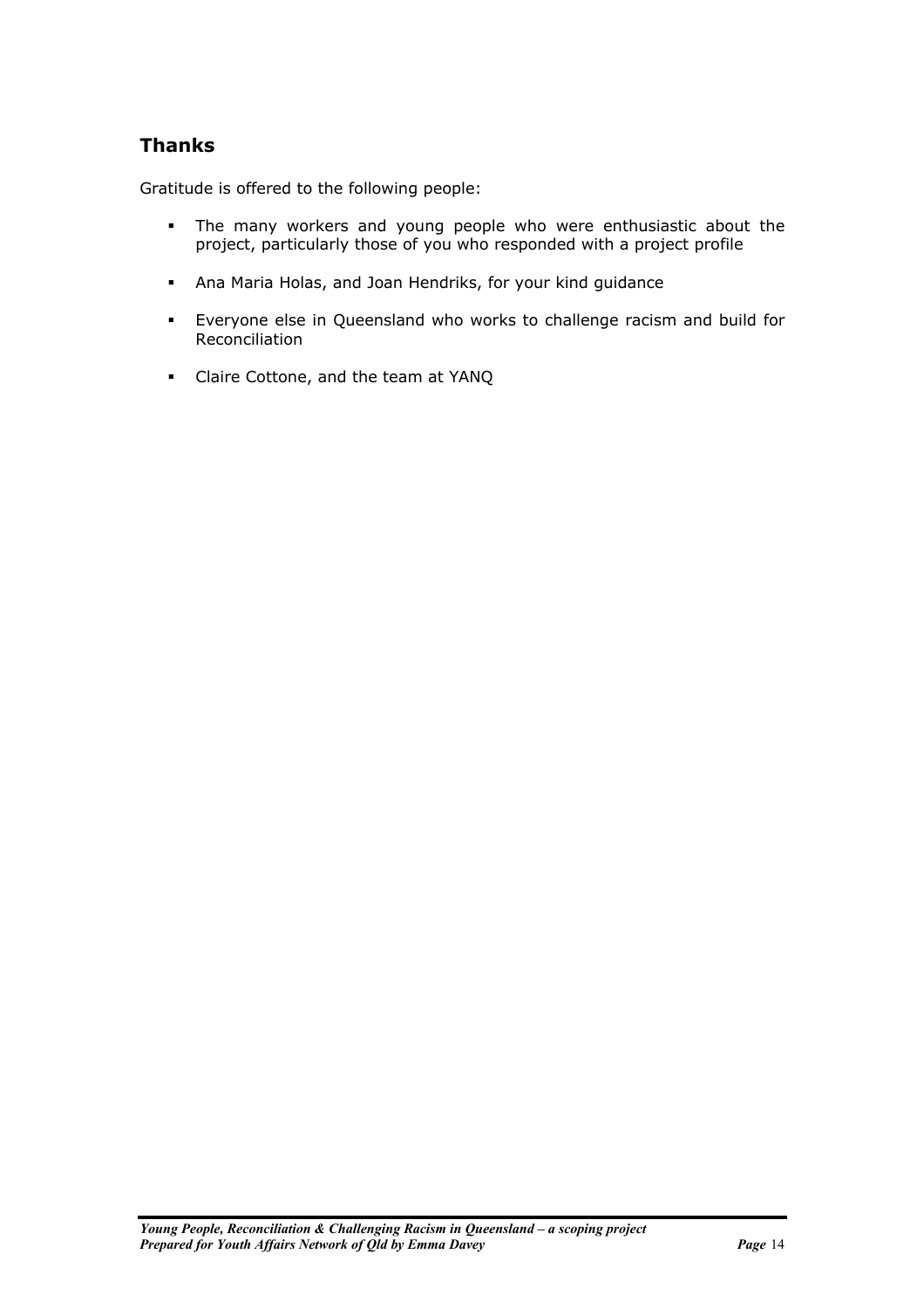## Thanks

Gratitude is offered to the following people:

- The many workers and young people who were enthusiastic about the project, particularly those of you who responded with a project profile
- Ana Maria Holas, and Joan Hendriks, for your kind guidance
- Everyone else in Queensland who works to challenge racism and build for Reconciliation
- Claire Cottone, and the team at YANQ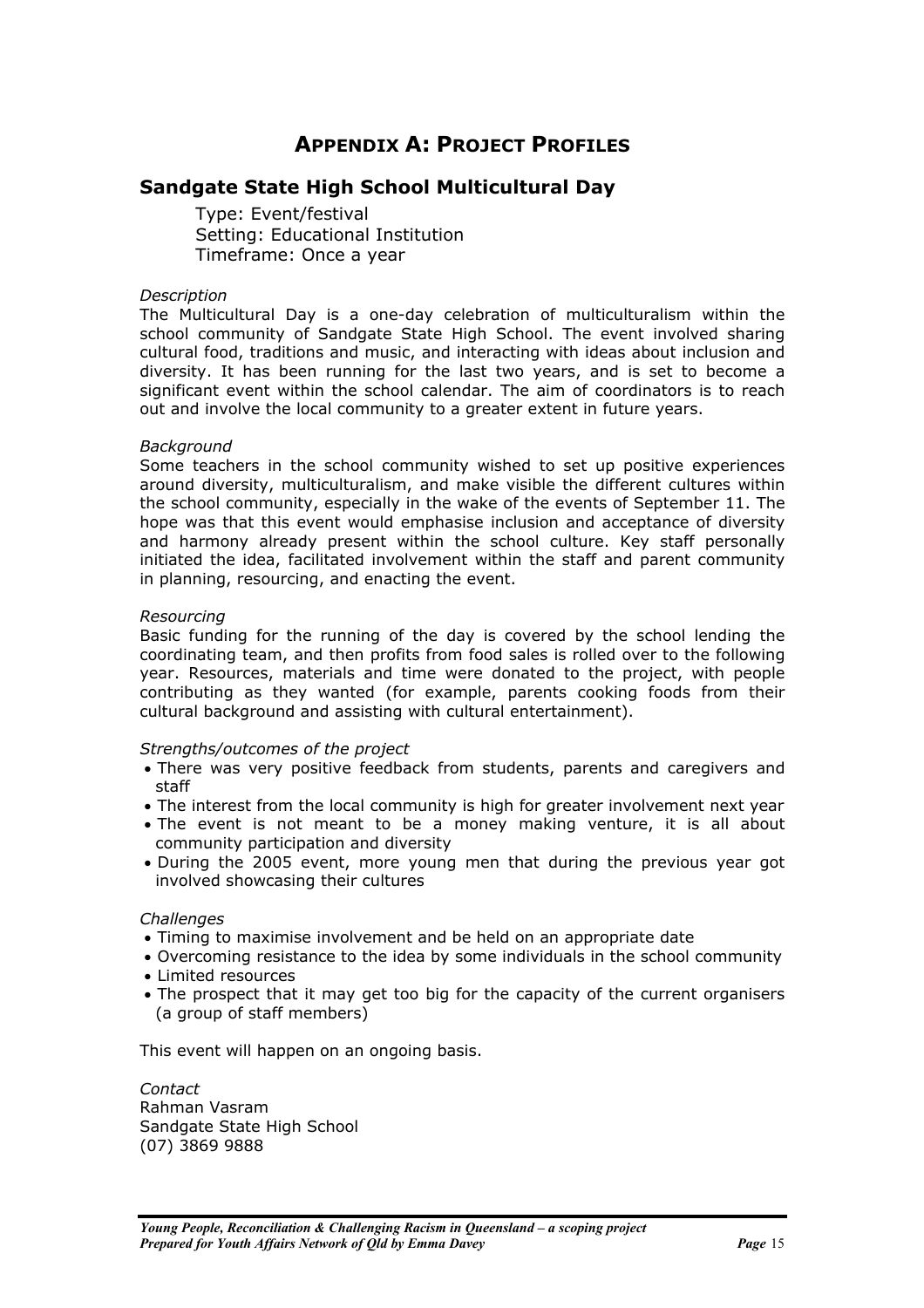# APPENDIX A: PROJECT PROFILES

## Sandgate State High School Multicultural Day

Type: Event/festival
Setting: Educational Institution
Timeframe: Once a year

*Description*

The Multicultural Day is a one-day celebration of multiculturalism within the school community of Sandgate State High School. The event involved sharing cultural food, traditions and music, and interacting with ideas about inclusion and diversity. It has been running for the last two years, and is set to become a significant event within the school calendar. The aim of coordinators is to reach out and involve the local community to a greater extent in future years.

*Background*

Some teachers in the school community wished to set up positive experiences around diversity, multiculturalism, and make visible the different cultures within the school community, especially in the wake of the events of September 11. The hope was that this event would emphasise inclusion and acceptance of diversity and harmony already present within the school culture. Key staff personally initiated the idea, facilitated involvement within the staff and parent community in planning, resourcing, and enacting the event.

*Resourcing*

Basic funding for the running of the day is covered by the school lending the coordinating team, and then profits from food sales is rolled over to the following year. Resources, materials and time were donated to the project, with people contributing as they wanted (for example, parents cooking foods from their cultural background and assisting with cultural entertainment).

*Strengths/outcomes of the project*

- There was very positive feedback from students, parents and caregivers and staff
- The interest from the local community is high for greater involvement next year
- The event is not meant to be a money making venture, it is all about community participation and diversity
- During the 2005 event, more young men that during the previous year got involved showcasing their cultures

*Challenges*

- Timing to maximise involvement and be held on an appropriate date
- Overcoming resistance to the idea by some individuals in the school community
- Limited resources
- The prospect that it may get too big for the capacity of the current organisers (a group of staff members)

This event will happen on an ongoing basis.

*Contact*

Rahman Vasram
Sandgate State High School
(07) 3869 9888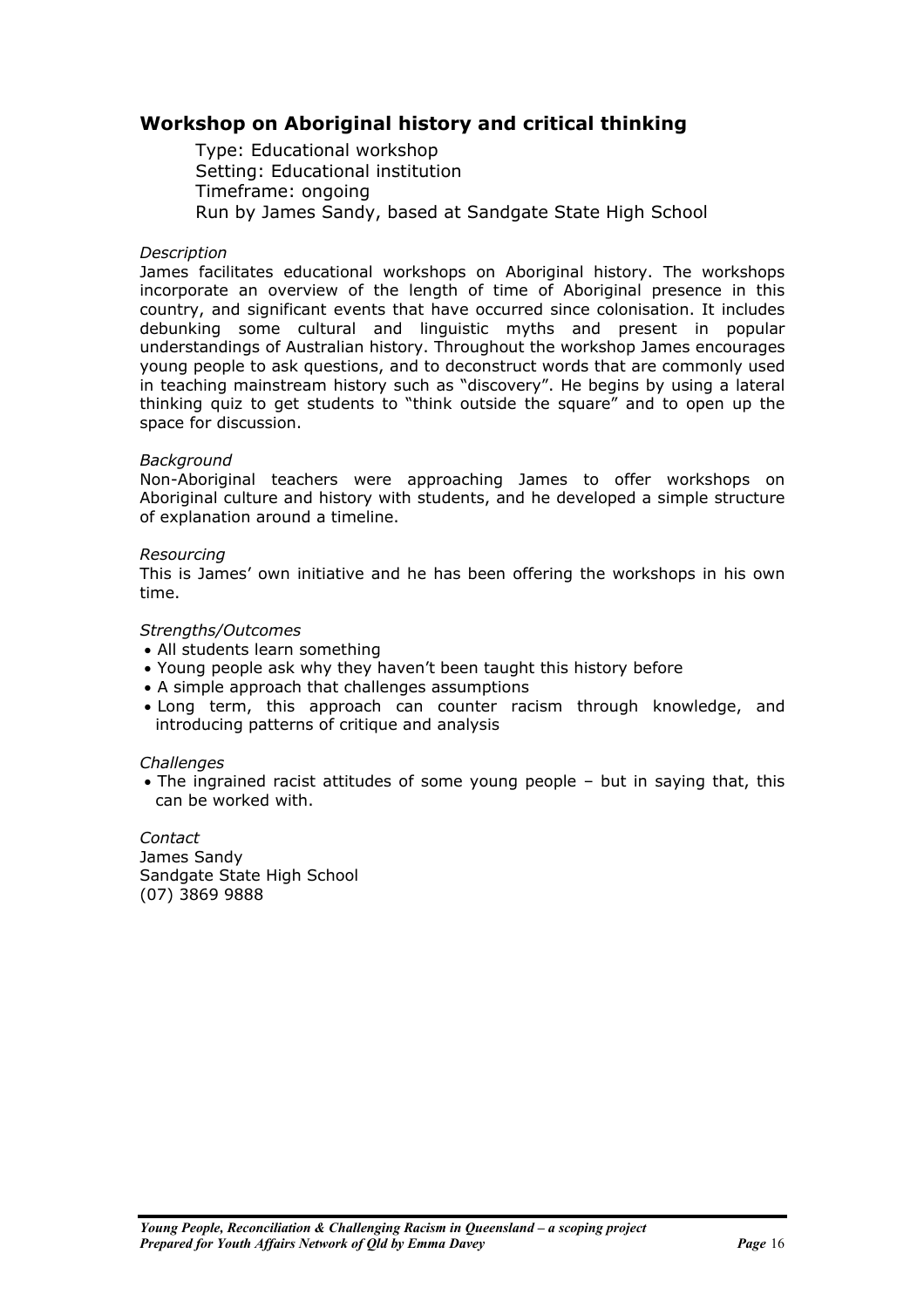## Workshop on Aboriginal history and critical thinking

Type: Educational workshop
Setting: Educational institution
Timeframe: ongoing
Run by James Sandy, based at Sandgate State High School

*Description*

James facilitates educational workshops on Aboriginal history. The workshops incorporate an overview of the length of time of Aboriginal presence in this country, and significant events that have occurred since colonisation. It includes debunking some cultural and linguistic myths and present in popular understandings of Australian history. Throughout the workshop James encourages young people to ask questions, and to deconstruct words that are commonly used in teaching mainstream history such as "discovery". He begins by using a lateral thinking quiz to get students to "think outside the square" and to open up the space for discussion.

*Background*

Non-Aboriginal teachers were approaching James to offer workshops on Aboriginal culture and history with students, and he developed a simple structure of explanation around a timeline.

*Resourcing*

This is James' own initiative and he has been offering the workshops in his own time.

*Strengths/Outcomes*

- All students learn something
- Young people ask why they haven't been taught this history before
- A simple approach that challenges assumptions
- Long term, this approach can counter racism through knowledge, and introducing patterns of critique and analysis

*Challenges*

- The ingrained racist attitudes of some young people – but in saying that, this can be worked with.

*Contact*

James Sandy
Sandgate State High School
(07) 3869 9888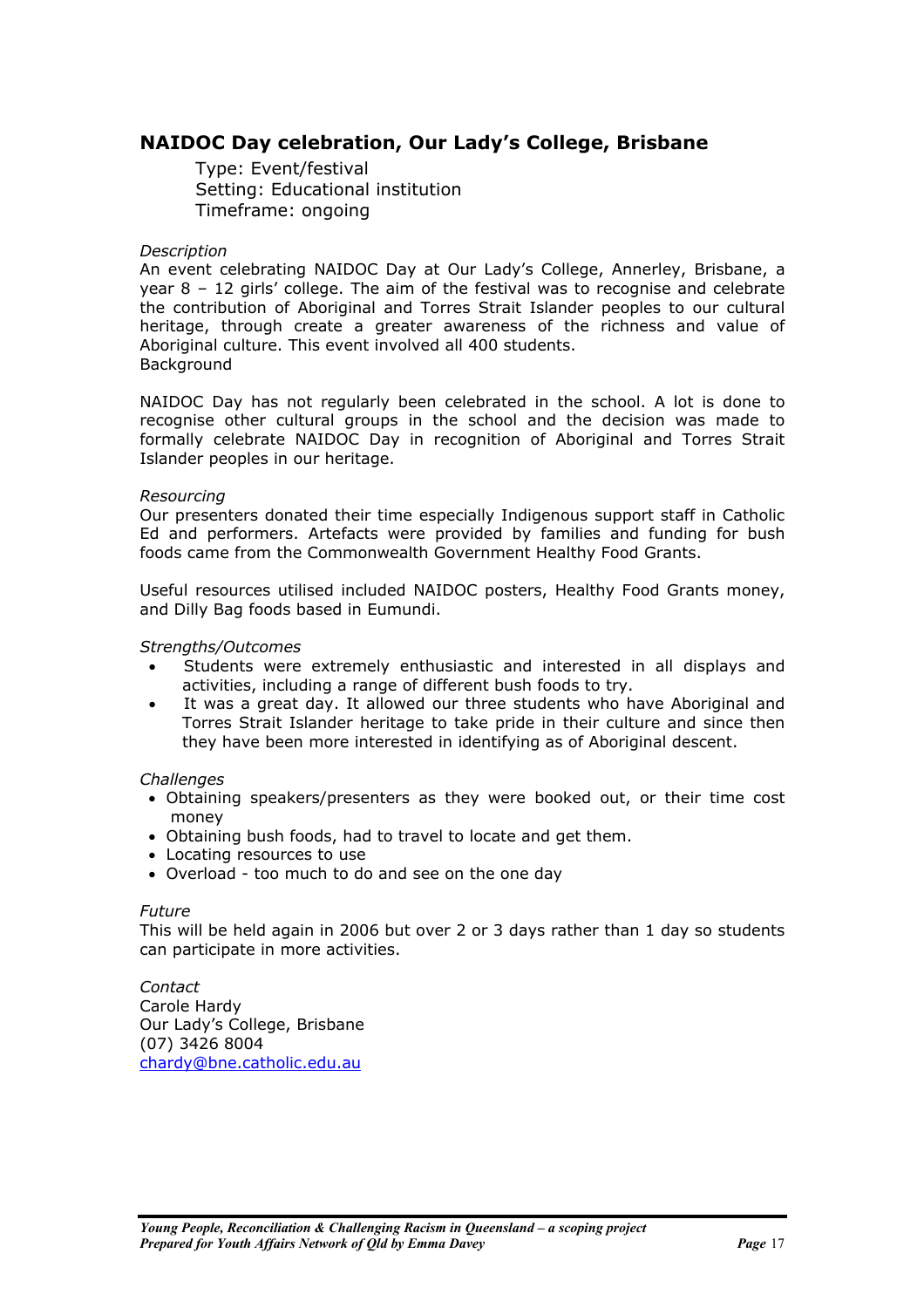## NAIDOC Day celebration, Our Lady's College, Brisbane

Type: Event/festival
Setting: Educational institution
Timeframe: ongoing

*Description*
An event celebrating NAIDOC Day at Our Lady's College, Annerley, Brisbane, a year 8 – 12 girls' college. The aim of the festival was to recognise and celebrate the contribution of Aboriginal and Torres Strait Islander peoples to our cultural heritage, through create a greater awareness of the richness and value of Aboriginal culture. This event involved all 400 students.
Background

NAIDOC Day has not regularly been celebrated in the school. A lot is done to recognise other cultural groups in the school and the decision was made to formally celebrate NAIDOC Day in recognition of Aboriginal and Torres Strait Islander peoples in our heritage.

*Resourcing*
Our presenters donated their time especially Indigenous support staff in Catholic Ed and performers. Artefacts were provided by families and funding for bush foods came from the Commonwealth Government Healthy Food Grants.

Useful resources utilised included NAIDOC posters, Healthy Food Grants money, and Dilly Bag foods based in Eumundi.

*Strengths/Outcomes*

- Students were extremely enthusiastic and interested in all displays and activities, including a range of different bush foods to try.
- It was a great day. It allowed our three students who have Aboriginal and Torres Strait Islander heritage to take pride in their culture and since then they have been more interested in identifying as of Aboriginal descent.

*Challenges*

- Obtaining speakers/presenters as they were booked out, or their time cost money
- Obtaining bush foods, had to travel to locate and get them.
- Locating resources to use
- Overload - too much to do and see on the one day

*Future*
This will be held again in 2006 but over 2 or 3 days rather than 1 day so students can participate in more activities.

*Contact*
Carole Hardy
Our Lady's College, Brisbane
(07) 3426 8004
chardy@bne.catholic.edu.au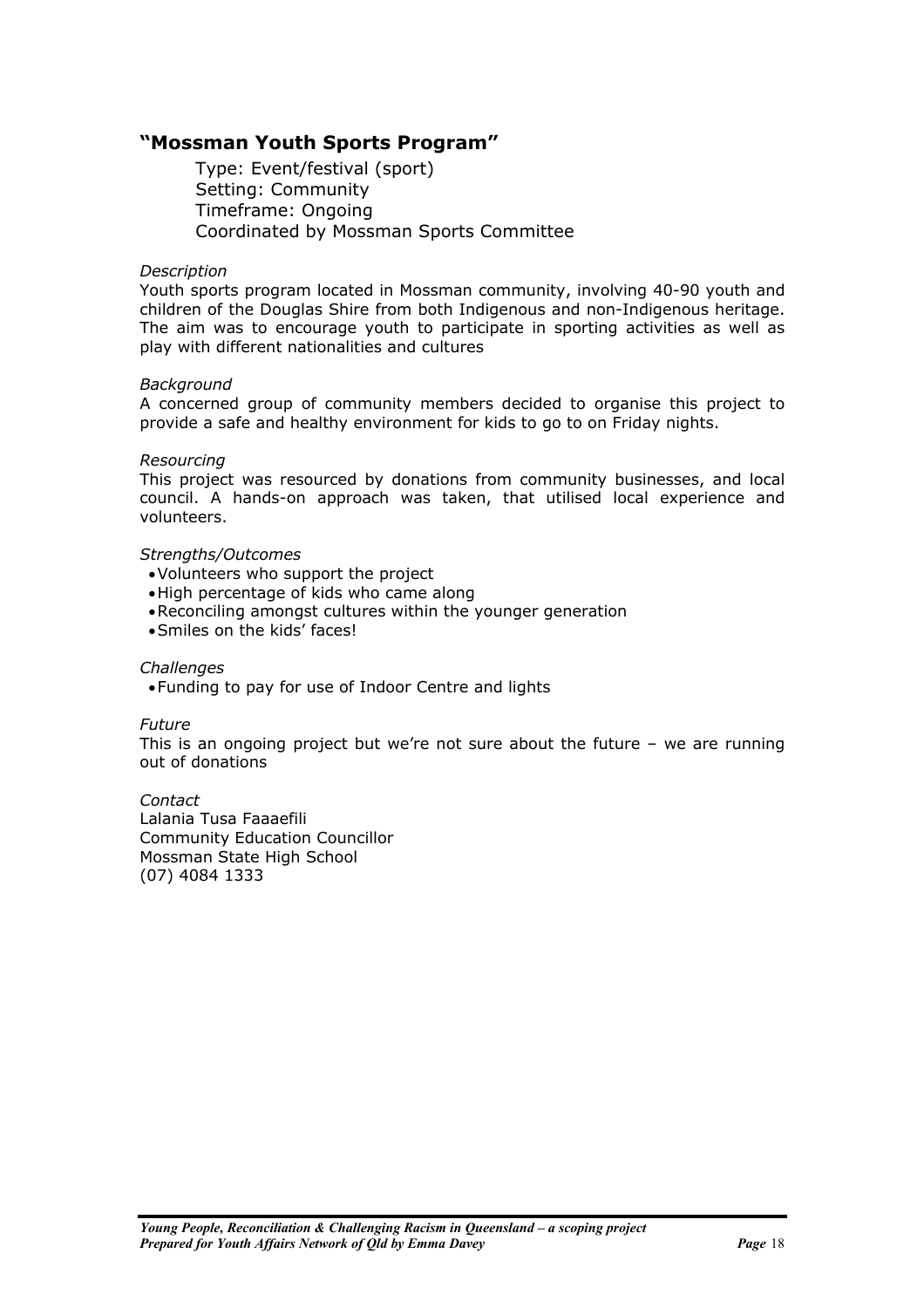## "Mossman Youth Sports Program"

Type: Event/festival (sport)
Setting: Community
Timeframe: Ongoing
Coordinated by Mossman Sports Committee

*Description*

Youth sports program located in Mossman community, involving 40-90 youth and children of the Douglas Shire from both Indigenous and non-Indigenous heritage. The aim was to encourage youth to participate in sporting activities as well as play with different nationalities and cultures

*Background*

A concerned group of community members decided to organise this project to provide a safe and healthy environment for kids to go to on Friday nights.

*Resourcing*

This project was resourced by donations from community businesses, and local council. A hands-on approach was taken, that utilised local experience and volunteers.

*Strengths/Outcomes*

- Volunteers who support the project
- High percentage of kids who came along
- Reconciling amongst cultures within the younger generation
- Smiles on the kids' faces!

*Challenges*

- Funding to pay for use of Indoor Centre and lights

*Future*

This is an ongoing project but we're not sure about the future – we are running out of donations

*Contact*

Lalania Tusa Faaaefili
Community Education Councillor
Mossman State High School
(07) 4084 1333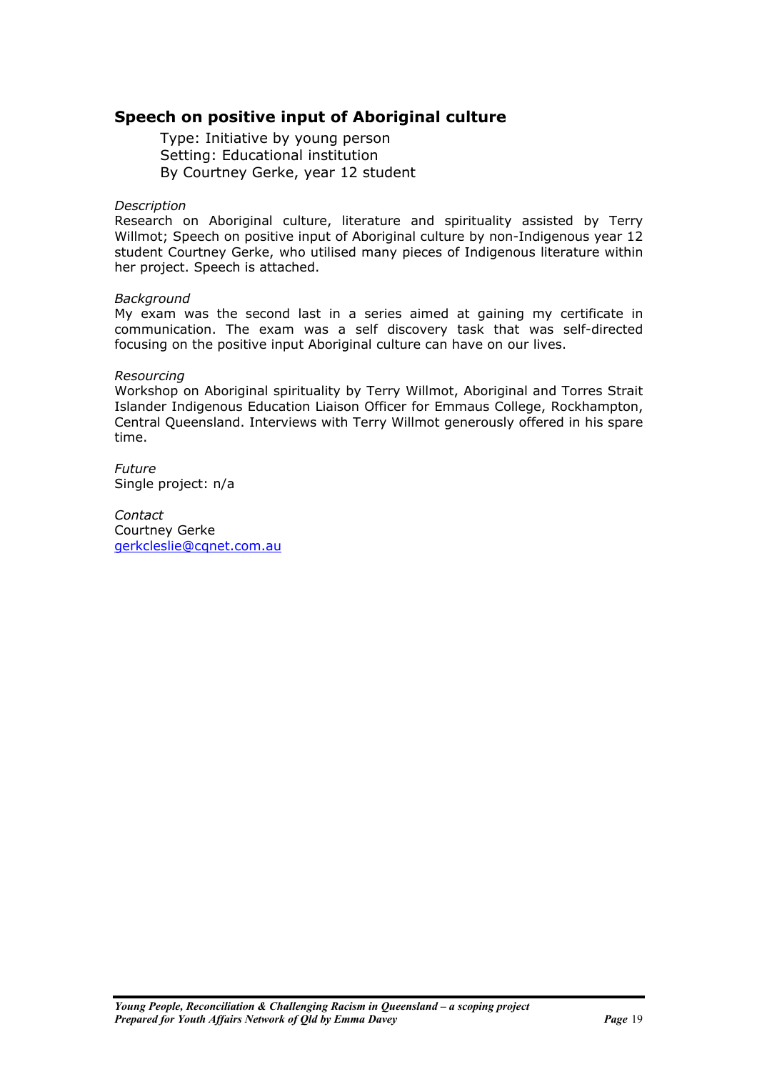## Speech on positive input of Aboriginal culture

Type: Initiative by young person
Setting: Educational institution
By Courtney Gerke, year 12 student

*Description*
Research on Aboriginal culture, literature and spirituality assisted by Terry Willmot; Speech on positive input of Aboriginal culture by non-Indigenous year 12 student Courtney Gerke, who utilised many pieces of Indigenous literature within her project. Speech is attached.

*Background*
My exam was the second last in a series aimed at gaining my certificate in communication. The exam was a self discovery task that was self-directed focusing on the positive input Aboriginal culture can have on our lives.

*Resourcing*
Workshop on Aboriginal spirituality by Terry Willmot, Aboriginal and Torres Strait Islander Indigenous Education Liaison Officer for Emmaus College, Rockhampton, Central Queensland. Interviews with Terry Willmot generously offered in his spare time.

*Future*
Single project: n/a

*Contact*
Courtney Gerke
gerkcleslie@cqnet.com.au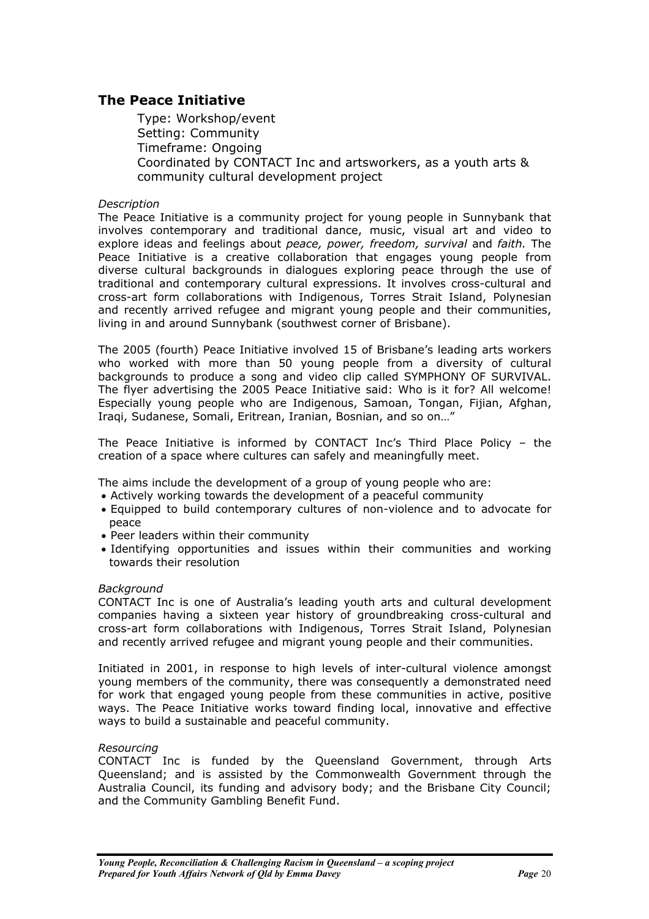## The Peace Initiative

Type: Workshop/event
Setting: Community
Timeframe: Ongoing
Coordinated by CONTACT Inc and artsworkers, as a youth arts & community cultural development project

*Description*

The Peace Initiative is a community project for young people in Sunnybank that involves contemporary and traditional dance, music, visual art and video to explore ideas and feelings about *peace, power, freedom, survival* and *faith.* The Peace Initiative is a creative collaboration that engages young people from diverse cultural backgrounds in dialogues exploring peace through the use of traditional and contemporary cultural expressions. It involves cross-cultural and cross-art form collaborations with Indigenous, Torres Strait Island, Polynesian and recently arrived refugee and migrant young people and their communities, living in and around Sunnybank (southwest corner of Brisbane).

The 2005 (fourth) Peace Initiative involved 15 of Brisbane's leading arts workers who worked with more than 50 young people from a diversity of cultural backgrounds to produce a song and video clip called SYMPHONY OF SURVIVAL. The flyer advertising the 2005 Peace Initiative said: Who is it for? All welcome! Especially young people who are Indigenous, Samoan, Tongan, Fijian, Afghan, Iraqi, Sudanese, Somali, Eritrean, Iranian, Bosnian, and so on…"

The Peace Initiative is informed by CONTACT Inc's Third Place Policy – the creation of a space where cultures can safely and meaningfully meet.

The aims include the development of a group of young people who are:

- Actively working towards the development of a peaceful community
- Equipped to build contemporary cultures of non-violence and to advocate for peace
- Peer leaders within their community
- Identifying opportunities and issues within their communities and working towards their resolution

*Background*

CONTACT Inc is one of Australia's leading youth arts and cultural development companies having a sixteen year history of groundbreaking cross-cultural and cross-art form collaborations with Indigenous, Torres Strait Island, Polynesian and recently arrived refugee and migrant young people and their communities.

Initiated in 2001, in response to high levels of inter-cultural violence amongst young members of the community, there was consequently a demonstrated need for work that engaged young people from these communities in active, positive ways. The Peace Initiative works toward finding local, innovative and effective ways to build a sustainable and peaceful community.

*Resourcing*

CONTACT Inc is funded by the Queensland Government, through Arts Queensland; and is assisted by the Commonwealth Government through the Australia Council, its funding and advisory body; and the Brisbane City Council; and the Community Gambling Benefit Fund.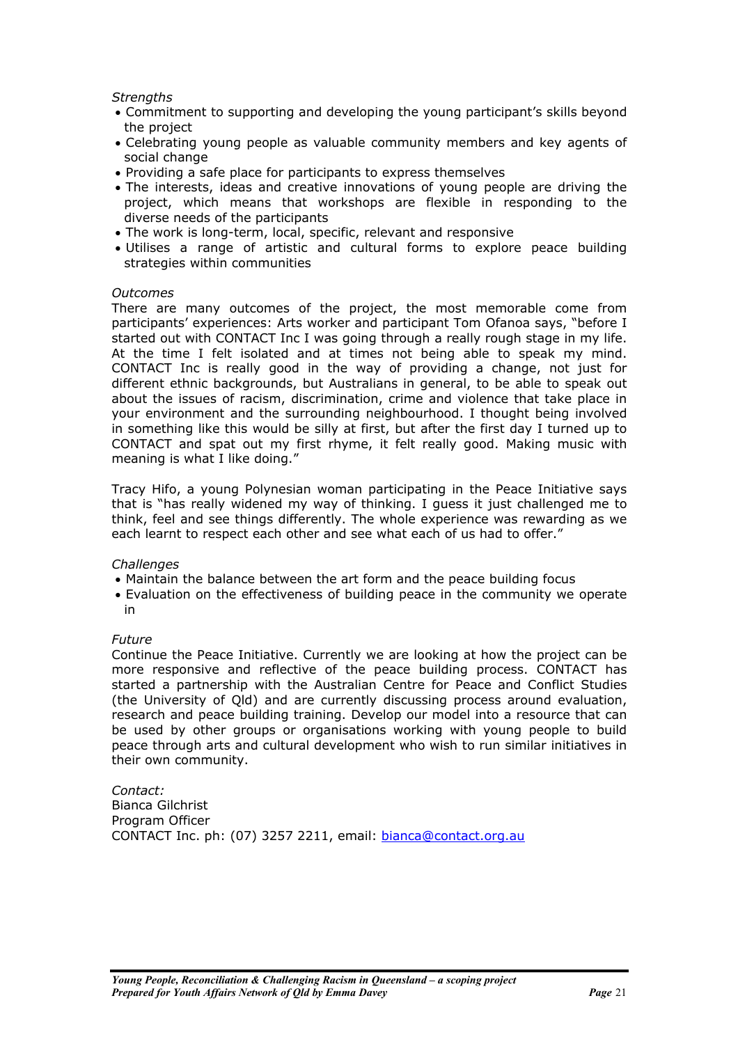*Strengths*

- Commitment to supporting and developing the young participant's skills beyond the project
- Celebrating young people as valuable community members and key agents of social change
- Providing a safe place for participants to express themselves
- The interests, ideas and creative innovations of young people are driving the project, which means that workshops are flexible in responding to the diverse needs of the participants
- The work is long-term, local, specific, relevant and responsive
- Utilises a range of artistic and cultural forms to explore peace building strategies within communities

*Outcomes*

There are many outcomes of the project, the most memorable come from participants' experiences: Arts worker and participant Tom Ofanoa says, "before I started out with CONTACT Inc I was going through a really rough stage in my life. At the time I felt isolated and at times not being able to speak my mind. CONTACT Inc is really good in the way of providing a change, not just for different ethnic backgrounds, but Australians in general, to be able to speak out about the issues of racism, discrimination, crime and violence that take place in your environment and the surrounding neighbourhood. I thought being involved in something like this would be silly at first, but after the first day I turned up to CONTACT and spat out my first rhyme, it felt really good. Making music with meaning is what I like doing."

Tracy Hifo, a young Polynesian woman participating in the Peace Initiative says that is "has really widened my way of thinking. I guess it just challenged me to think, feel and see things differently. The whole experience was rewarding as we each learnt to respect each other and see what each of us had to offer."

*Challenges*

- Maintain the balance between the art form and the peace building focus
- Evaluation on the effectiveness of building peace in the community we operate in

*Future*

Continue the Peace Initiative. Currently we are looking at how the project can be more responsive and reflective of the peace building process. CONTACT has started a partnership with the Australian Centre for Peace and Conflict Studies (the University of Qld) and are currently discussing process around evaluation, research and peace building training. Develop our model into a resource that can be used by other groups or organisations working with young people to build peace through arts and cultural development who wish to run similar initiatives in their own community.

*Contact:*
Bianca Gilchrist
Program Officer
CONTACT Inc. ph: (07) 3257 2211, email: bianca@contact.org.au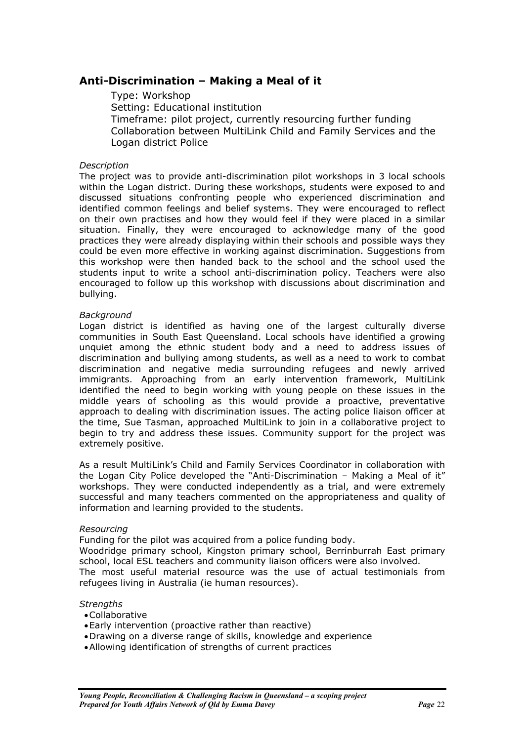## Anti-Discrimination – Making a Meal of it

Type: Workshop
Setting: Educational institution
Timeframe: pilot project, currently resourcing further funding
Collaboration between MultiLink Child and Family Services and the Logan district Police

*Description*

The project was to provide anti-discrimination pilot workshops in 3 local schools within the Logan district. During these workshops, students were exposed to and discussed situations confronting people who experienced discrimination and identified common feelings and belief systems. They were encouraged to reflect on their own practises and how they would feel if they were placed in a similar situation. Finally, they were encouraged to acknowledge many of the good practices they were already displaying within their schools and possible ways they could be even more effective in working against discrimination. Suggestions from this workshop were then handed back to the school and the school used the students input to write a school anti-discrimination policy. Teachers were also encouraged to follow up this workshop with discussions about discrimination and bullying.

*Background*

Logan district is identified as having one of the largest culturally diverse communities in South East Queensland. Local schools have identified a growing unquiet among the ethnic student body and a need to address issues of discrimination and bullying among students, as well as a need to work to combat discrimination and negative media surrounding refugees and newly arrived immigrants. Approaching from an early intervention framework, MultiLink identified the need to begin working with young people on these issues in the middle years of schooling as this would provide a proactive, preventative approach to dealing with discrimination issues. The acting police liaison officer at the time, Sue Tasman, approached MultiLink to join in a collaborative project to begin to try and address these issues. Community support for the project was extremely positive.

As a result MultiLink's Child and Family Services Coordinator in collaboration with the Logan City Police developed the "Anti-Discrimination – Making a Meal of it" workshops. They were conducted independently as a trial, and were extremely successful and many teachers commented on the appropriateness and quality of information and learning provided to the students.

*Resourcing*

Funding for the pilot was acquired from a police funding body.
Woodridge primary school, Kingston primary school, Berrinburrah East primary school, local ESL teachers and community liaison officers were also involved.
The most useful material resource was the use of actual testimonials from refugees living in Australia (ie human resources).

*Strengths*

- Collaborative
- Early intervention (proactive rather than reactive)
- Drawing on a diverse range of skills, knowledge and experience
- Allowing identification of strengths of current practices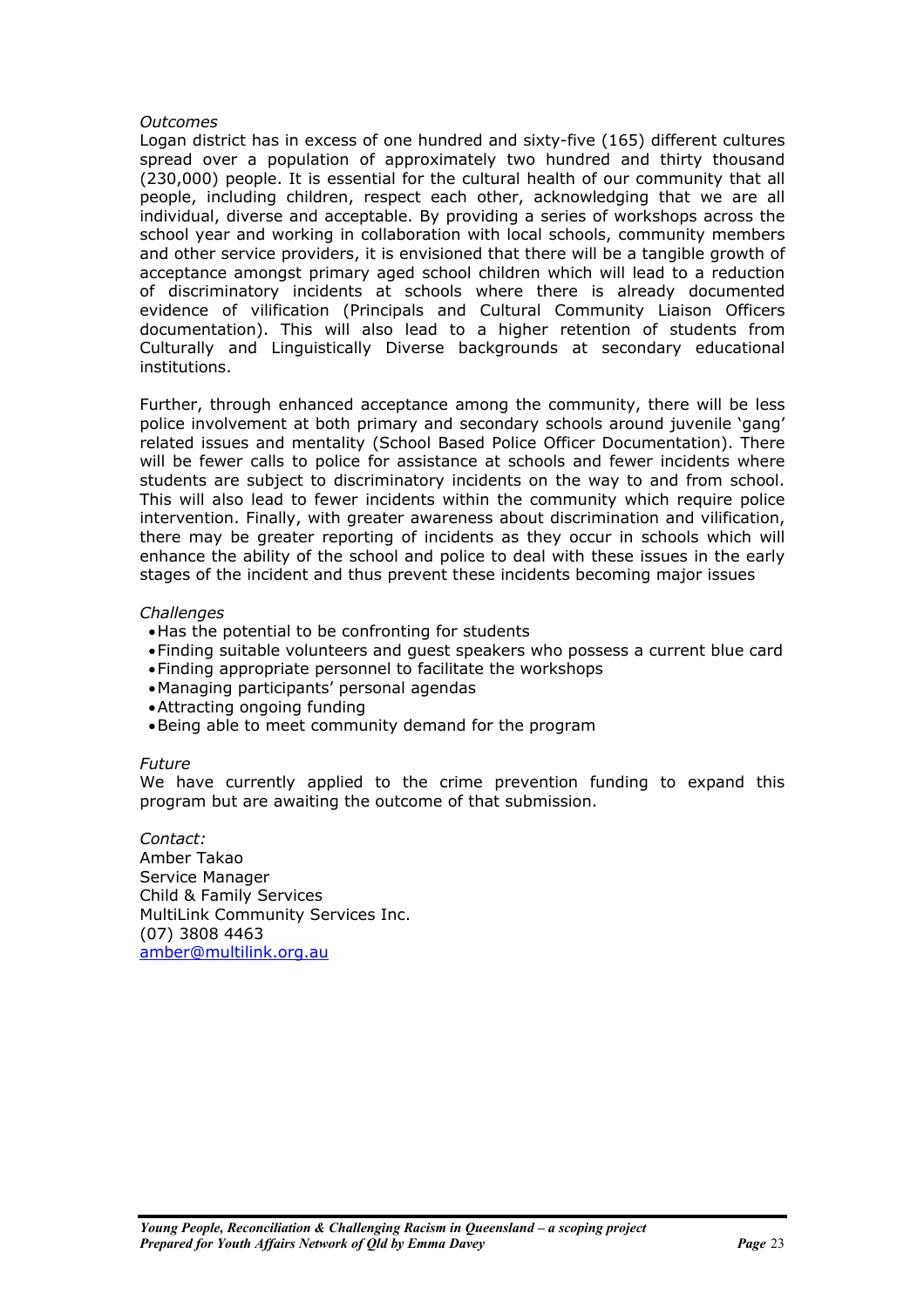*Outcomes*

Logan district has in excess of one hundred and sixty-five (165) different cultures spread over a population of approximately two hundred and thirty thousand (230,000) people. It is essential for the cultural health of our community that all people, including children, respect each other, acknowledging that we are all individual, diverse and acceptable. By providing a series of workshops across the school year and working in collaboration with local schools, community members and other service providers, it is envisioned that there will be a tangible growth of acceptance amongst primary aged school children which will lead to a reduction of discriminatory incidents at schools where there is already documented evidence of vilification (Principals and Cultural Community Liaison Officers documentation). This will also lead to a higher retention of students from Culturally and Linguistically Diverse backgrounds at secondary educational institutions.

Further, through enhanced acceptance among the community, there will be less police involvement at both primary and secondary schools around juvenile 'gang' related issues and mentality (School Based Police Officer Documentation). There will be fewer calls to police for assistance at schools and fewer incidents where students are subject to discriminatory incidents on the way to and from school. This will also lead to fewer incidents within the community which require police intervention. Finally, with greater awareness about discrimination and vilification, there may be greater reporting of incidents as they occur in schools which will enhance the ability of the school and police to deal with these issues in the early stages of the incident and thus prevent these incidents becoming major issues

*Challenges*

- Has the potential to be confronting for students
- Finding suitable volunteers and guest speakers who possess a current blue card
- Finding appropriate personnel to facilitate the workshops
- Managing participants' personal agendas
- Attracting ongoing funding
- Being able to meet community demand for the program

*Future*

We have currently applied to the crime prevention funding to expand this program but are awaiting the outcome of that submission.

*Contact:*
Amber Takao
Service Manager
Child & Family Services
MultiLink Community Services Inc.
(07) 3808 4463
amber@multilink.org.au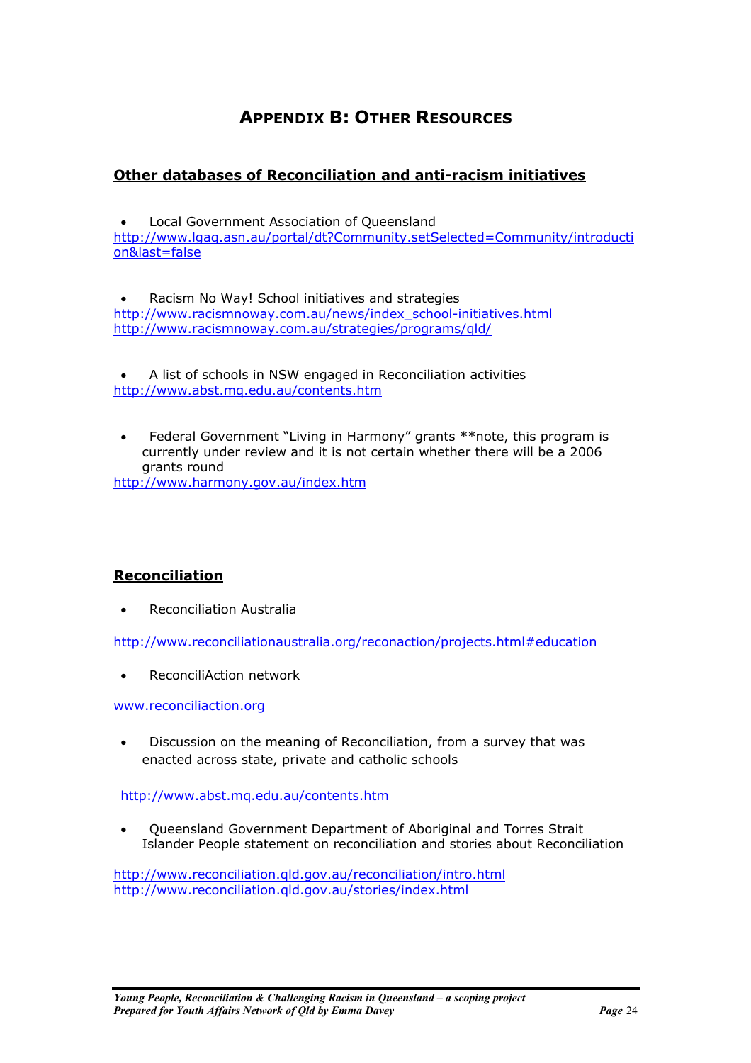# Appendix B: Other Resources

## Other databases of Reconciliation and anti-racism initiatives

- Local Government Association of Queensland

http://www.lgaq.asn.au/portal/dt?Community.setSelected=Community/introduction&last=false

- Racism No Way! School initiatives and strategies

http://www.racismnoway.com.au/news/index_school-initiatives.html
http://www.racismnoway.com.au/strategies/programs/qld/

- A list of schools in NSW engaged in Reconciliation activities

http://www.abst.mq.edu.au/contents.htm

- Federal Government "Living in Harmony" grants **note, this program is currently under review and it is not certain whether there will be a 2006 grants round

http://www.harmony.gov.au/index.htm

## Reconciliation

- Reconciliation Australia

http://www.reconciliationaustralia.org/reconaction/projects.html#education

- ReconciliAction network

www.reconciliaction.org

- Discussion on the meaning of Reconciliation, from a survey that was enacted across state, private and catholic schools

http://www.abst.mq.edu.au/contents.htm

- Queensland Government Department of Aboriginal and Torres Strait Islander People statement on reconciliation and stories about Reconciliation

http://www.reconciliation.qld.gov.au/reconciliation/intro.html
http://www.reconciliation.qld.gov.au/stories/index.html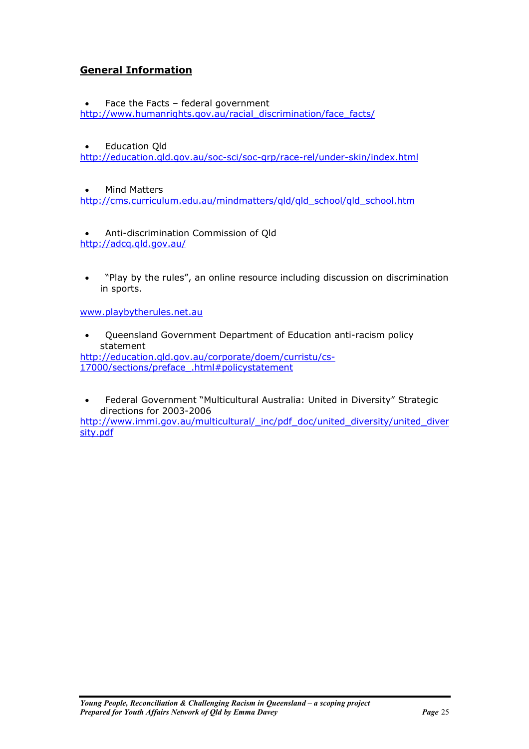## General Information

- Face the Facts – federal government
  http://www.humanrights.gov.au/racial_discrimination/face_facts/

- Education Qld
  http://education.qld.gov.au/soc-sci/soc-grp/race-rel/under-skin/index.html

- Mind Matters
  http://cms.curriculum.edu.au/mindmatters/qld/qld_school/qld_school.htm

- Anti-discrimination Commission of Qld
  http://adcq.qld.gov.au/

- "Play by the rules", an online resource including discussion on discrimination in sports.

  www.playbytherules.net.au

- Queensland Government Department of Education anti-racism policy statement
  http://education.qld.gov.au/corporate/doem/curristu/cs-17000/sections/preface_.html#policystatement

- Federal Government "Multicultural Australia: United in Diversity" Strategic directions for 2003-2006
  http://www.immi.gov.au/multicultural/_inc/pdf_doc/united_diversity/united_diversity.pdf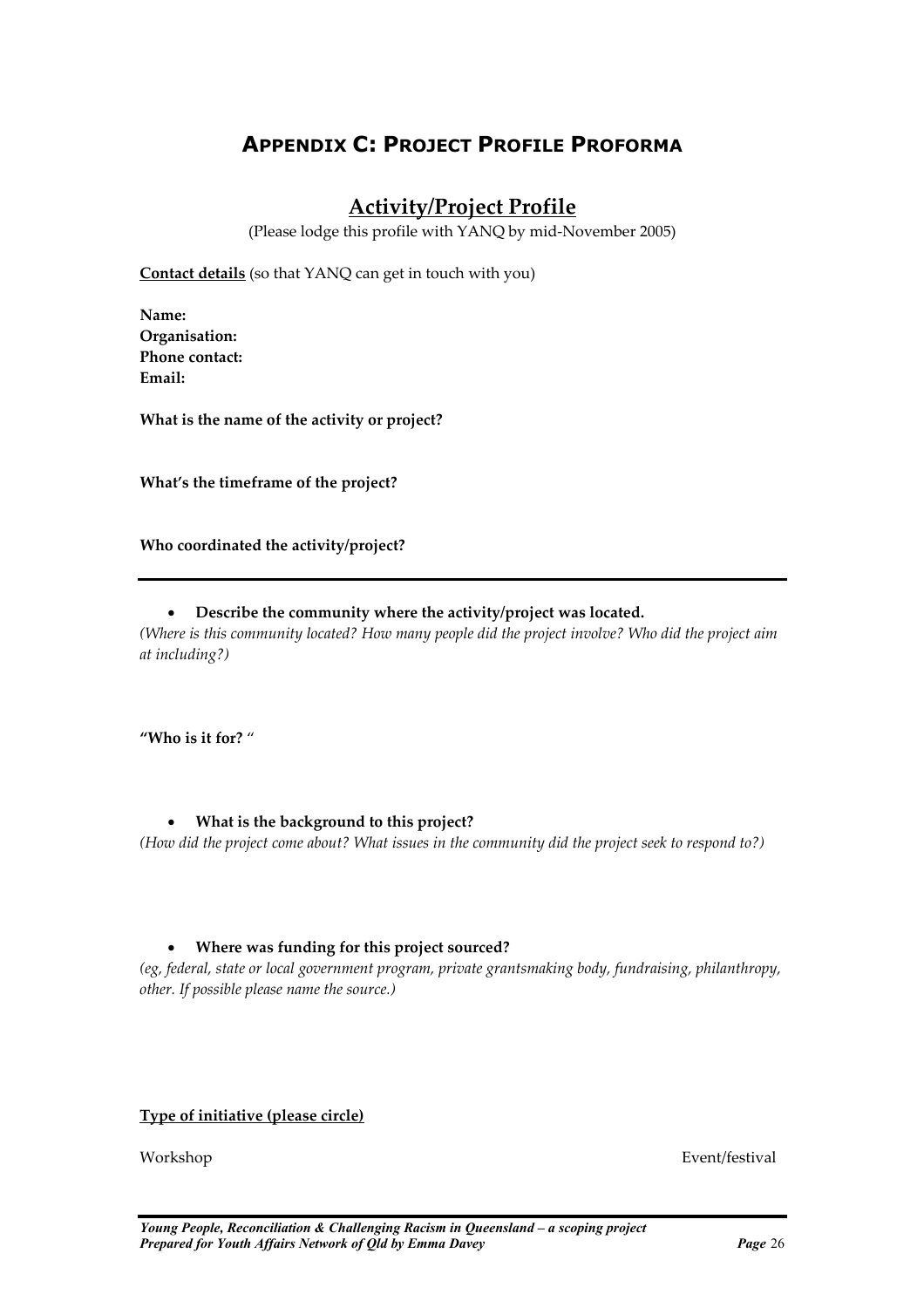## APPENDIX C: PROJECT PROFILE PROFORMA

### Activity/Project Profile

(Please lodge this profile with YANQ by mid-November 2005)

**Contact details** (so that YANQ can get in touch with you)

**Name:**
**Organisation:**
**Phone contact:**
**Email:**

**What is the name of the activity or project?**

**What's the timeframe of the project?**

**Who coordinated the activity/project?**

---

- **Describe the community where the activity/project was located.**

*(Where is this community located? How many people did the project involve? Who did the project aim at including?)*

**"Who is it for?** "

- **What is the background to this project?**

*(How did the project come about? What issues in the community did the project seek to respond to?)*

- **Where was funding for this project sourced?**

*(eg, federal, state or local government program, private grantsmaking body, fundraising, philanthropy, other. If possible please name the source.)*

**Type of initiative (please circle)**

Workshop Event/festival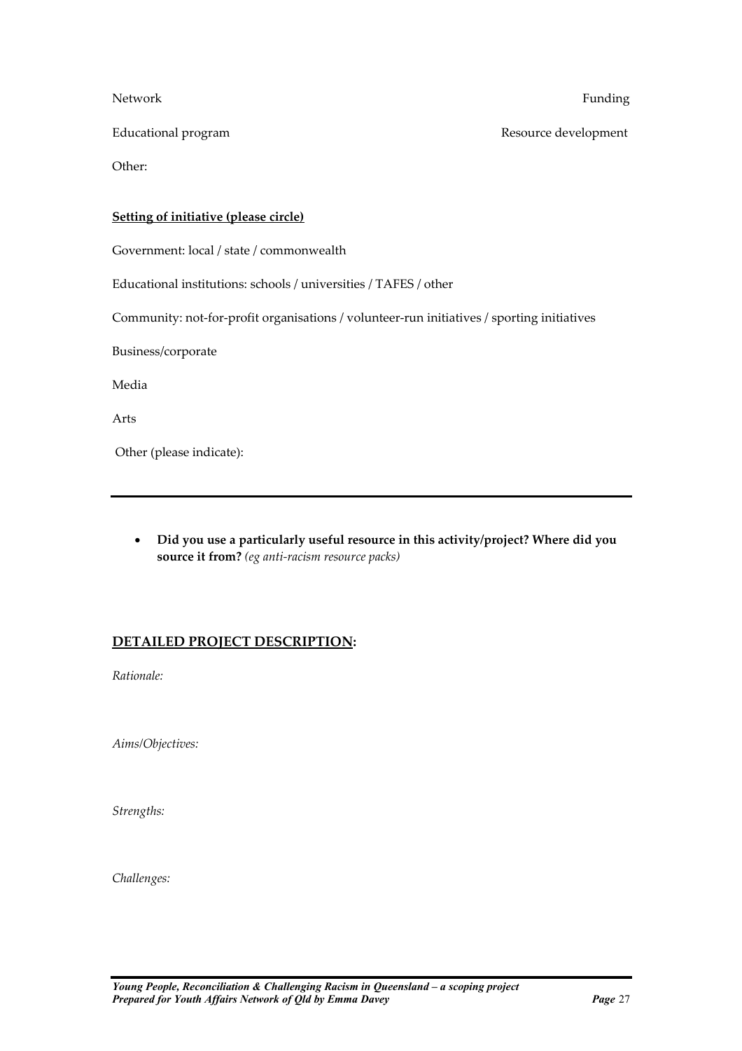Network　　　　　　Funding

Educational program　　　　　　Resource development

Other:

**Setting of initiative (please circle)**

Government: local / state / commonwealth

Educational institutions: schools / universities / TAFES / other

Community: not-for-profit organisations / volunteer-run initiatives / sporting initiatives

Business/corporate

Media

Arts

Other (please indicate):

---

- **Did you use a particularly useful resource in this activity/project? Where did you source it from?** *(eg anti-racism resource packs)*

## DETAILED PROJECT DESCRIPTION:

*Rationale:*

*Aims/Objectives:*

*Strengths:*

*Challenges:*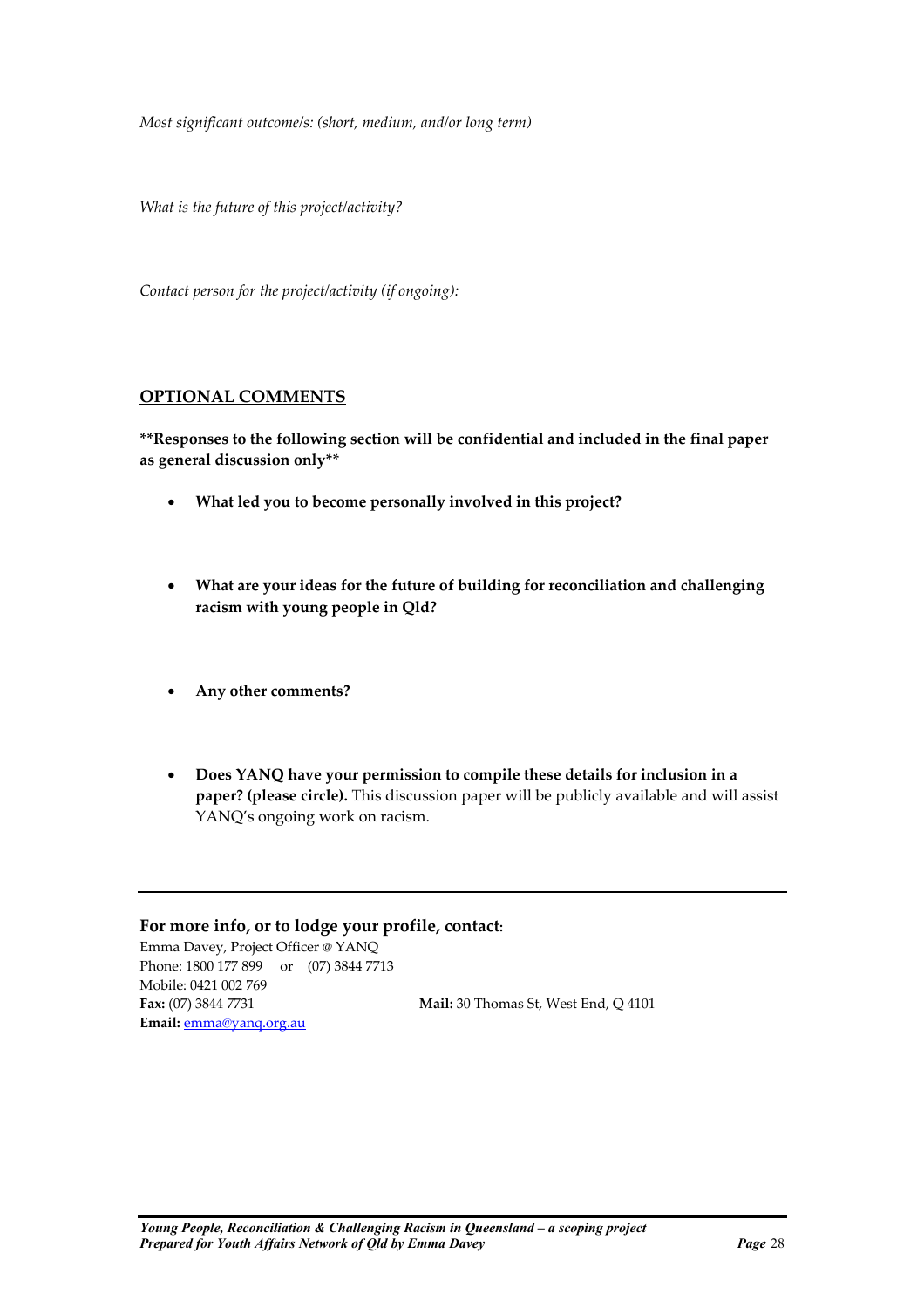*Most significant outcome/s: (short, medium, and/or long term)*

*What is the future of this project/activity?*

*Contact person for the project/activity (if ongoing):*

## OPTIONAL COMMENTS

**\*\*Responses to the following section will be confidential and included in the final paper as general discussion only\*\***

- **What led you to become personally involved in this project?**
- **What are your ideas for the future of building for reconciliation and challenging racism with young people in Qld?**
- **Any other comments?**
- **Does YANQ have your permission to compile these details for inclusion in a paper? (please circle).** This discussion paper will be publicly available and will assist YANQ's ongoing work on racism.

---

**For more info, or to lodge your profile, contact:**

Emma Davey, Project Officer @ YANQ
Phone: 1800 177 899 or (07) 3844 7713
Mobile: 0421 002 769
**Fax:** (07) 3844 7731
**Mail:** 30 Thomas St, West End, Q 4101
**Email:** emma@yanq.org.au